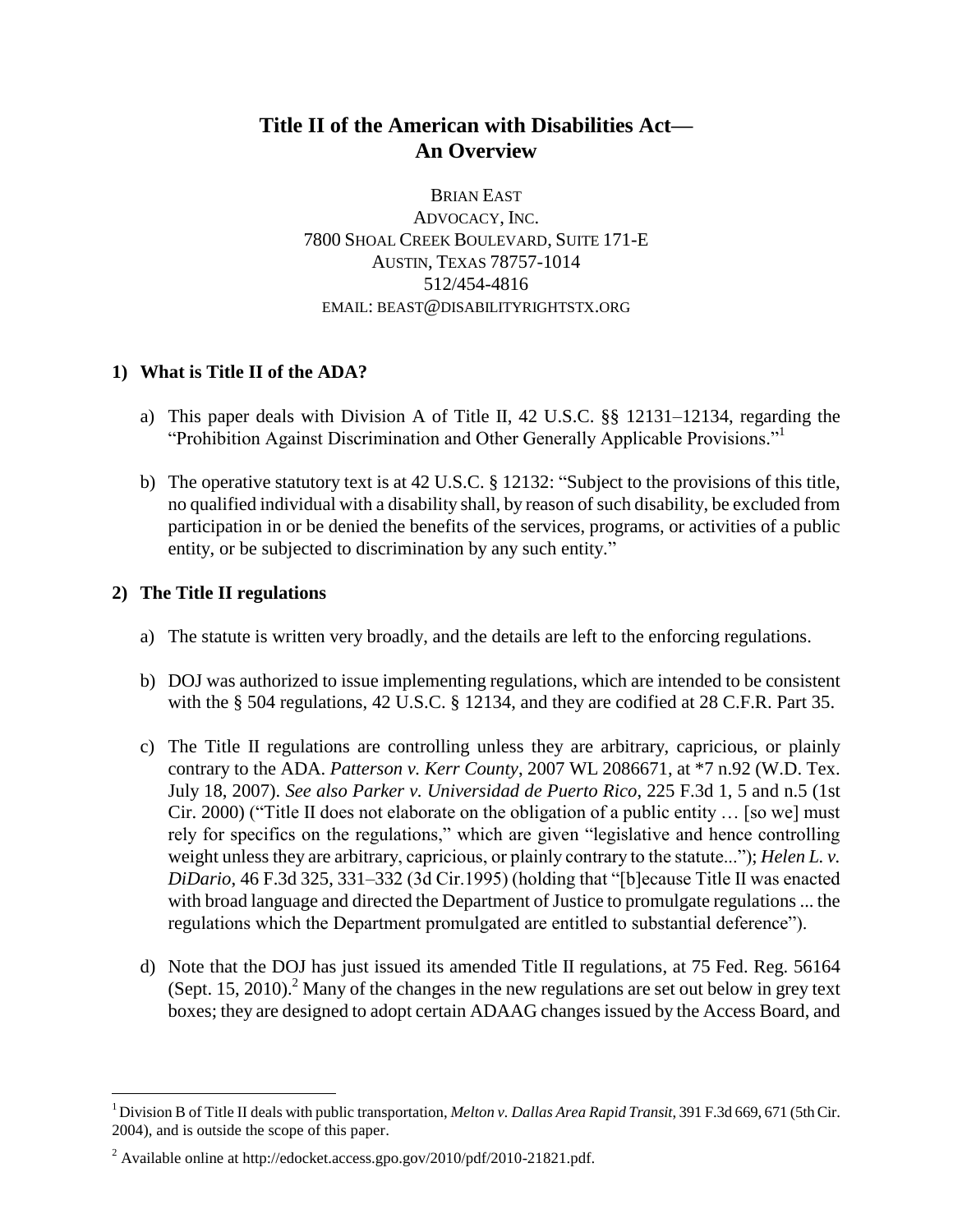# Title II of the American with Disabilities Act— An Overview

BRIAN EAST
ADVOCACY, INC.
7800 SHOAL CREEK BOULEVARD, SUITE 171-E
AUSTIN, TEXAS 78757-1014
512/454-4816
EMAIL: BEAST@DISABILITYRIGHTSTX.ORG

## 1) What is Title II of the ADA?

a) This paper deals with Division A of Title II, 42 U.S.C. §§ 12131–12134, regarding the "Prohibition Against Discrimination and Other Generally Applicable Provisions."[1]

b) The operative statutory text is at 42 U.S.C. § 12132: "Subject to the provisions of this title, no qualified individual with a disability shall, by reason of such disability, be excluded from participation in or be denied the benefits of the services, programs, or activities of a public entity, or be subjected to discrimination by any such entity."

## 2) The Title II regulations

a) The statute is written very broadly, and the details are left to the enforcing regulations.

b) DOJ was authorized to issue implementing regulations, which are intended to be consistent with the § 504 regulations, 42 U.S.C. § 12134, and they are codified at 28 C.F.R. Part 35.

c) The Title II regulations are controlling unless they are arbitrary, capricious, or plainly contrary to the ADA. *Patterson v. Kerr County*, 2007 WL 2086671, at *7 n.92 (W.D. Tex. July 18, 2007). *See also Parker v. Universidad de Puerto Rico*, 225 F.3d 1, 5 and n.5 (1st Cir. 2000) ("Title II does not elaborate on the obligation of a public entity … [so we] must rely for specifics on the regulations," which are given "legislative and hence controlling weight unless they are arbitrary, capricious, or plainly contrary to the statute..."); *Helen L. v. DiDario*, 46 F.3d 325, 331–332 (3d Cir.1995) (holding that "[b]ecause Title II was enacted with broad language and directed the Department of Justice to promulgate regulations ... the regulations which the Department promulgated are entitled to substantial deference").

d) Note that the DOJ has just issued its amended Title II regulations, at 75 Fed. Reg. 56164 (Sept. 15, 2010).[2] Many of the changes in the new regulations are set out below in grey text boxes; they are designed to adopt certain ADAAG changes issued by the Access Board, and

---

[1] Division B of Title II deals with public transportation, *Melton v. Dallas Area Rapid Transit*, 391 F.3d 669, 671 (5th Cir. 2004), and is outside the scope of this paper.

[2] Available online at http://edocket.access.gpo.gov/2010/pdf/2010-21821.pdf.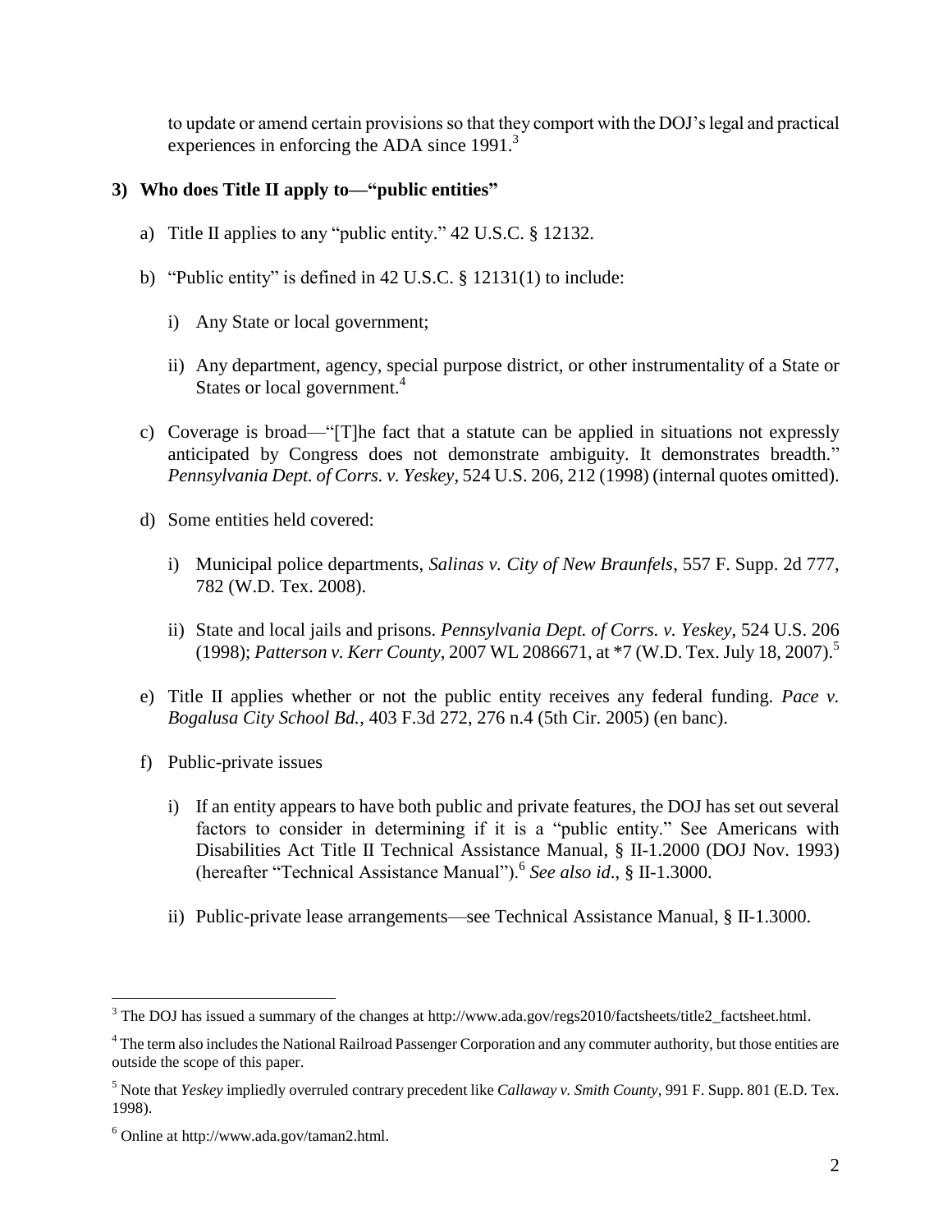to update or amend certain provisions so that they comport with the DOJ's legal and practical experiences in enforcing the ADA since 1991.[3]

### 3) Who does Title II apply to—"public entities"

a) Title II applies to any "public entity." 42 U.S.C. § 12132.

b) "Public entity" is defined in 42 U.S.C. § 12131(1) to include:

   i) Any State or local government;

   ii) Any department, agency, special purpose district, or other instrumentality of a State or States or local government.[4]

c) Coverage is broad—"[T]he fact that a statute can be applied in situations not expressly anticipated by Congress does not demonstrate ambiguity. It demonstrates breadth." *Pennsylvania Dept. of Corrs. v. Yeskey*, 524 U.S. 206, 212 (1998) (internal quotes omitted).

d) Some entities held covered:

   i) Municipal police departments, *Salinas v. City of New Braunfels*, 557 F. Supp. 2d 777, 782 (W.D. Tex. 2008).

   ii) State and local jails and prisons. *Pennsylvania Dept. of Corrs. v. Yeskey*, 524 U.S. 206 (1998); *Patterson v. Kerr County*, 2007 WL 2086671, at *7 (W.D. Tex. July 18, 2007).[5]

e) Title II applies whether or not the public entity receives any federal funding. *Pace v. Bogalusa City School Bd.*, 403 F.3d 272, 276 n.4 (5th Cir. 2005) (en banc).

f) Public-private issues

   i) If an entity appears to have both public and private features, the DOJ has set out several factors to consider in determining if it is a "public entity." See Americans with Disabilities Act Title II Technical Assistance Manual, § II-1.2000 (DOJ Nov. 1993) (hereafter "Technical Assistance Manual").[6] *See also id.*, § II-1.3000.

   ii) Public-private lease arrangements—see Technical Assistance Manual, § II-1.3000.

---

[3] The DOJ has issued a summary of the changes at http://www.ada.gov/regs2010/factsheets/title2_factsheet.html.

[4] The term also includes the National Railroad Passenger Corporation and any commuter authority, but those entities are outside the scope of this paper.

[5] Note that *Yeskey* impliedly overruled contrary precedent like *Callaway v. Smith County*, 991 F. Supp. 801 (E.D. Tex. 1998).

[6] Online at http://www.ada.gov/taman2.html.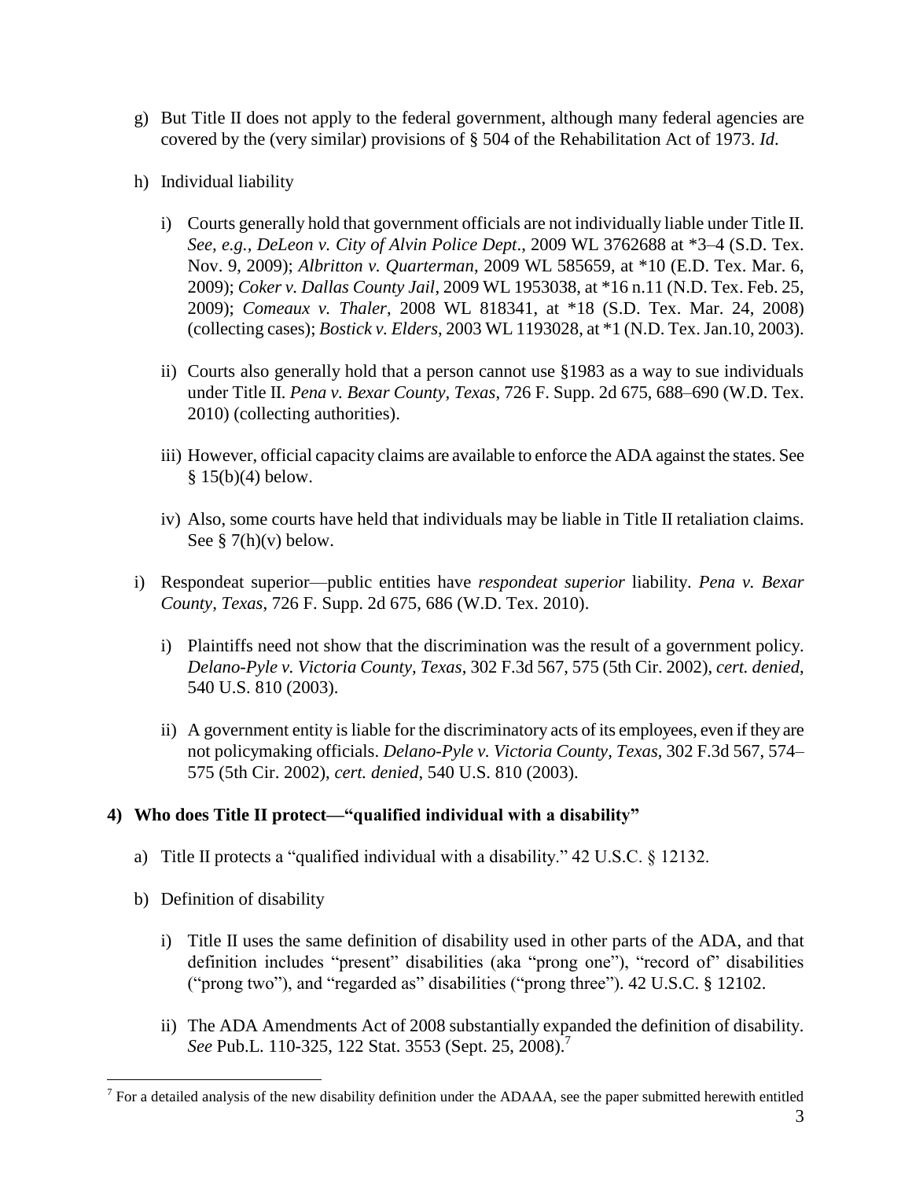g) But Title II does not apply to the federal government, although many federal agencies are covered by the (very similar) provisions of § 504 of the Rehabilitation Act of 1973. *Id*.

h) Individual liability

   i) Courts generally hold that government officials are not individually liable under Title II. *See, e.g., DeLeon v. City of Alvin Police Dept*., 2009 WL 3762688 at *3–4 (S.D. Tex. Nov. 9, 2009); *Albritton v. Quarterman*, 2009 WL 585659, at *10 (E.D. Tex. Mar. 6, 2009); *Coker v. Dallas County Jail*, 2009 WL 1953038, at *16 n.11 (N.D. Tex. Feb. 25, 2009); *Comeaux v. Thaler*, 2008 WL 818341, at *18 (S.D. Tex. Mar. 24, 2008) (collecting cases); *Bostick v. Elders*, 2003 WL 1193028, at *1 (N.D. Tex. Jan.10, 2003).

   ii) Courts also generally hold that a person cannot use §1983 as a way to sue individuals under Title II. *Pena v. Bexar County, Texas*, 726 F. Supp. 2d 675, 688–690 (W.D. Tex. 2010) (collecting authorities).

   iii) However, official capacity claims are available to enforce the ADA against the states. See § 15(b)(4) below.

   iv) Also, some courts have held that individuals may be liable in Title II retaliation claims. See § 7(h)(v) below.

i) Respondeat superior—public entities have *respondeat superior* liability. *Pena v. Bexar County, Texas*, 726 F. Supp. 2d 675, 686 (W.D. Tex. 2010).

   i) Plaintiffs need not show that the discrimination was the result of a government policy. *Delano-Pyle v. Victoria County, Texas*, 302 F.3d 567, 575 (5th Cir. 2002), *cert. denied*, 540 U.S. 810 (2003).

   ii) A government entity is liable for the discriminatory acts of its employees, even if they are not policymaking officials. *Delano-Pyle v. Victoria County, Texas*, 302 F.3d 567, 574–575 (5th Cir. 2002), *cert. denied*, 540 U.S. 810 (2003).

**4) Who does Title II protect—"qualified individual with a disability"**

a) Title II protects a "qualified individual with a disability." 42 U.S.C. § 12132.

b) Definition of disability

   i) Title II uses the same definition of disability used in other parts of the ADA, and that definition includes "present" disabilities (aka "prong one"), "record of" disabilities ("prong two"), and "regarded as" disabilities ("prong three"). 42 U.S.C. § 12102.

   ii) The ADA Amendments Act of 2008 substantially expanded the definition of disability. *See* Pub.L. 110-325, 122 Stat. 3553 (Sept. 25, 2008).[7]

---

[7] For a detailed analysis of the new disability definition under the ADAAA, see the paper submitted herewith entitled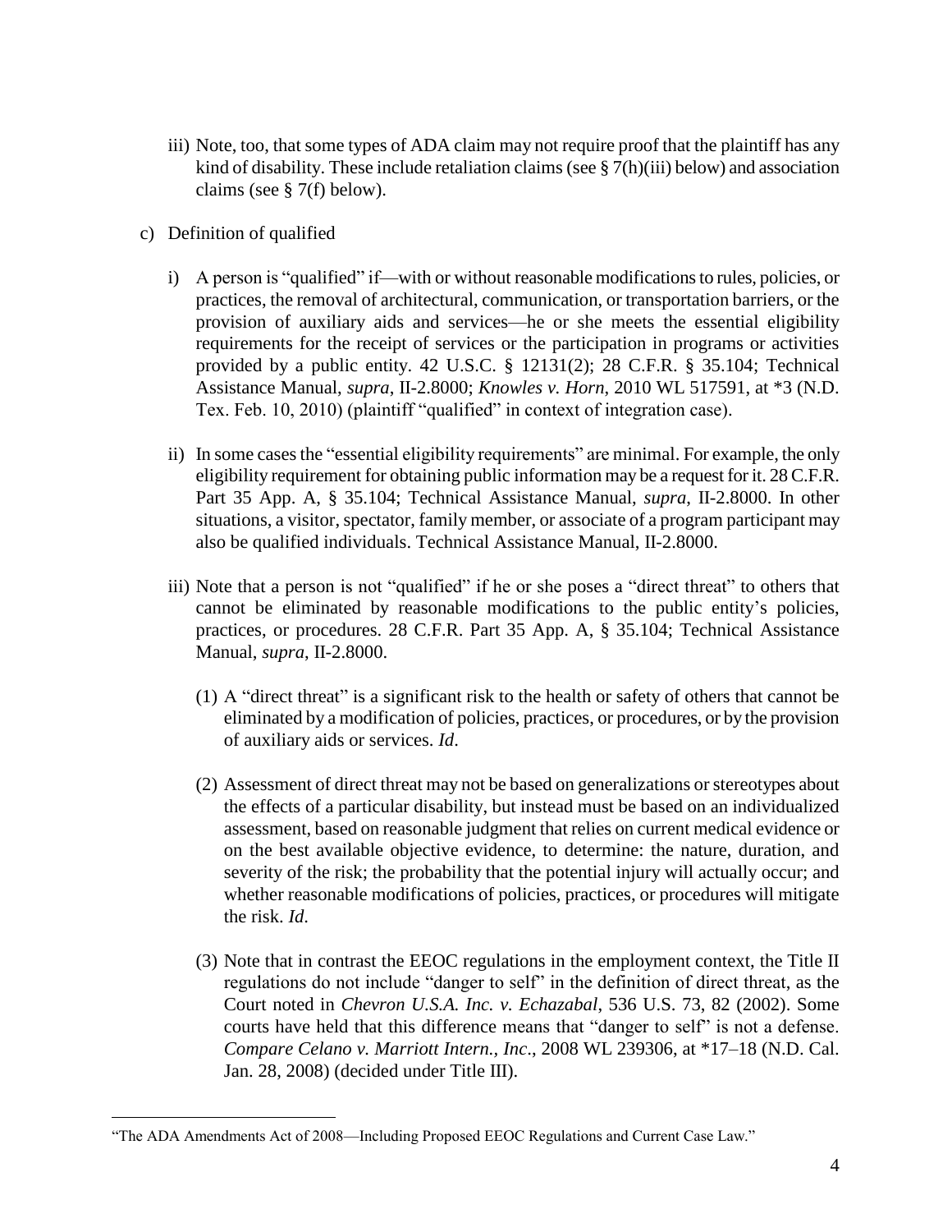iii) Note, too, that some types of ADA claim may not require proof that the plaintiff has any kind of disability. These include retaliation claims (see § 7(h)(iii) below) and association claims (see § 7(f) below).

c) Definition of qualified

   i) A person is "qualified" if—with or without reasonable modifications to rules, policies, or practices, the removal of architectural, communication, or transportation barriers, or the provision of auxiliary aids and services—he or she meets the essential eligibility requirements for the receipt of services or the participation in programs or activities provided by a public entity. 42 U.S.C. § 12131(2); 28 C.F.R. § 35.104; Technical Assistance Manual, *supra*, II-2.8000; *Knowles v. Horn*, 2010 WL 517591, at *3 (N.D. Tex. Feb. 10, 2010) (plaintiff "qualified" in context of integration case).

   ii) In some cases the "essential eligibility requirements" are minimal. For example, the only eligibility requirement for obtaining public information may be a request for it. 28 C.F.R. Part 35 App. A, § 35.104; Technical Assistance Manual, *supra*, II-2.8000. In other situations, a visitor, spectator, family member, or associate of a program participant may also be qualified individuals. Technical Assistance Manual, II-2.8000.

   iii) Note that a person is not "qualified" if he or she poses a "direct threat" to others that cannot be eliminated by reasonable modifications to the public entity's policies, practices, or procedures. 28 C.F.R. Part 35 App. A, § 35.104; Technical Assistance Manual, *supra*, II-2.8000.

      (1) A "direct threat" is a significant risk to the health or safety of others that cannot be eliminated by a modification of policies, practices, or procedures, or by the provision of auxiliary aids or services. *Id*.

      (2) Assessment of direct threat may not be based on generalizations or stereotypes about the effects of a particular disability, but instead must be based on an individualized assessment, based on reasonable judgment that relies on current medical evidence or on the best available objective evidence, to determine: the nature, duration, and severity of the risk; the probability that the potential injury will actually occur; and whether reasonable modifications of policies, practices, or procedures will mitigate the risk. *Id*.

      (3) Note that in contrast the EEOC regulations in the employment context, the Title II regulations do not include "danger to self" in the definition of direct threat, as the Court noted in *Chevron U.S.A. Inc. v. Echazabal*, 536 U.S. 73, 82 (2002). Some courts have held that this difference means that "danger to self" is not a defense. *Compare Celano v. Marriott Intern., Inc*., 2008 WL 239306, at *17–18 (N.D. Cal. Jan. 28, 2008) (decided under Title III).

---

"The ADA Amendments Act of 2008—Including Proposed EEOC Regulations and Current Case Law."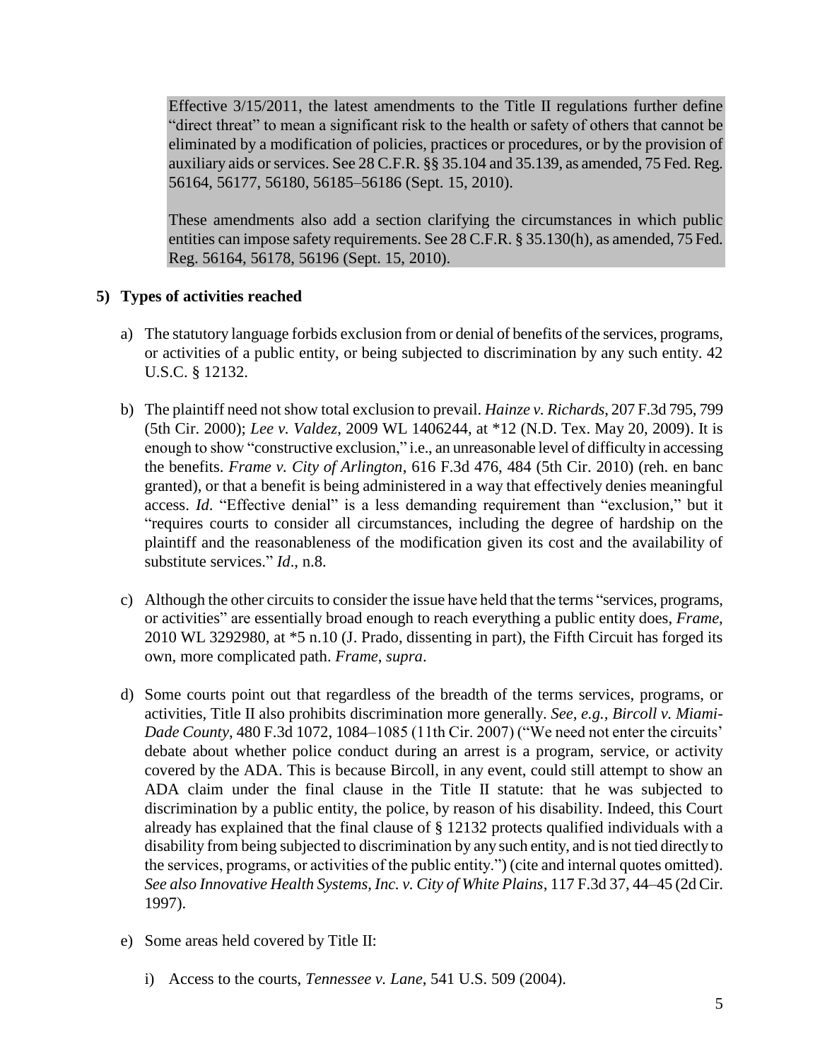Effective 3/15/2011, the latest amendments to the Title II regulations further define "direct threat" to mean a significant risk to the health or safety of others that cannot be eliminated by a modification of policies, practices or procedures, or by the provision of auxiliary aids or services. See 28 C.F.R. §§ 35.104 and 35.139, as amended, 75 Fed. Reg. 56164, 56177, 56180, 56185–56186 (Sept. 15, 2010).

These amendments also add a section clarifying the circumstances in which public entities can impose safety requirements. See 28 C.F.R. § 35.130(h), as amended, 75 Fed. Reg. 56164, 56178, 56196 (Sept. 15, 2010).

**5) Types of activities reached**

a) The statutory language forbids exclusion from or denial of benefits of the services, programs, or activities of a public entity, or being subjected to discrimination by any such entity. 42 U.S.C. § 12132.

b) The plaintiff need not show total exclusion to prevail. *Hainze v. Richards*, 207 F.3d 795, 799 (5th Cir. 2000); *Lee v. Valdez*, 2009 WL 1406244, at *12 (N.D. Tex. May 20, 2009). It is enough to show "constructive exclusion," i.e., an unreasonable level of difficulty in accessing the benefits. *Frame v. City of Arlington*, 616 F.3d 476, 484 (5th Cir. 2010) (reh. en banc granted), or that a benefit is being administered in a way that effectively denies meaningful access. *Id*. "Effective denial" is a less demanding requirement than "exclusion," but it "requires courts to consider all circumstances, including the degree of hardship on the plaintiff and the reasonableness of the modification given its cost and the availability of substitute services." *Id*., n.8.

c) Although the other circuits to consider the issue have held that the terms "services, programs, or activities" are essentially broad enough to reach everything a public entity does, *Frame*, 2010 WL 3292980, at *5 n.10 (J. Prado, dissenting in part), the Fifth Circuit has forged its own, more complicated path. *Frame*, *supra*.

d) Some courts point out that regardless of the breadth of the terms services, programs, or activities, Title II also prohibits discrimination more generally. *See, e.g., Bircoll v. Miami-Dade County*, 480 F.3d 1072, 1084–1085 (11th Cir. 2007) ("We need not enter the circuits' debate about whether police conduct during an arrest is a program, service, or activity covered by the ADA. This is because Bircoll, in any event, could still attempt to show an ADA claim under the final clause in the Title II statute: that he was subjected to discrimination by a public entity, the police, by reason of his disability. Indeed, this Court already has explained that the final clause of § 12132 protects qualified individuals with a disability from being subjected to discrimination by any such entity, and is not tied directly to the services, programs, or activities of the public entity.") (cite and internal quotes omitted). *See also Innovative Health Systems, Inc. v. City of White Plains*, 117 F.3d 37, 44–45 (2d Cir. 1997).

e) Some areas held covered by Title II:

   i) Access to the courts, *Tennessee v. Lane*, 541 U.S. 509 (2004).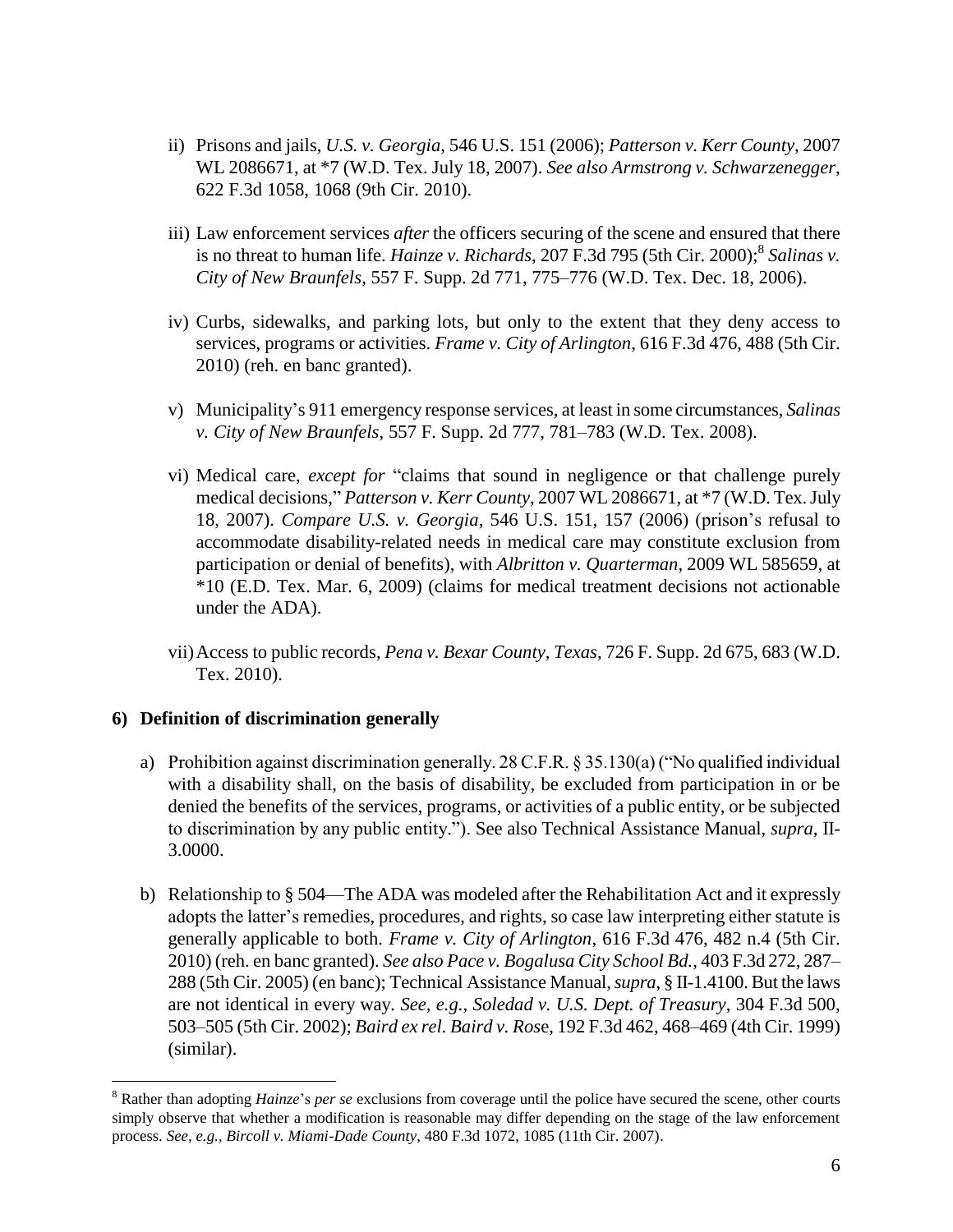ii) Prisons and jails, *U.S. v. Georgia*, 546 U.S. 151 (2006); *Patterson v. Kerr County*, 2007 WL 2086671, at *7 (W.D. Tex. July 18, 2007). *See also Armstrong v. Schwarzenegger*, 622 F.3d 1058, 1068 (9th Cir. 2010).

iii) Law enforcement services *after* the officers securing of the scene and ensured that there is no threat to human life. *Hainze v. Richards*, 207 F.3d 795 (5th Cir. 2000);[8] *Salinas v. City of New Braunfels*, 557 F. Supp. 2d 771, 775–776 (W.D. Tex. Dec. 18, 2006).

iv) Curbs, sidewalks, and parking lots, but only to the extent that they deny access to services, programs or activities. *Frame v. City of Arlington*, 616 F.3d 476, 488 (5th Cir. 2010) (reh. en banc granted).

v) Municipality's 911 emergency response services, at least in some circumstances, *Salinas v. City of New Braunfels*, 557 F. Supp. 2d 777, 781–783 (W.D. Tex. 2008).

vi) Medical care, *except for* "claims that sound in negligence or that challenge purely medical decisions," *Patterson v. Kerr County*, 2007 WL 2086671, at *7 (W.D. Tex. July 18, 2007). *Compare U.S. v. Georgia*, 546 U.S. 151, 157 (2006) (prison's refusal to accommodate disability-related needs in medical care may constitute exclusion from participation or denial of benefits), with *Albritton v. Quarterman*, 2009 WL 585659, at *10 (E.D. Tex. Mar. 6, 2009) (claims for medical treatment decisions not actionable under the ADA).

vii) Access to public records, *Pena v. Bexar County, Texas*, 726 F. Supp. 2d 675, 683 (W.D. Tex. 2010).

**6) Definition of discrimination generally**

a) Prohibition against discrimination generally. 28 C.F.R. § 35.130(a) ("No qualified individual with a disability shall, on the basis of disability, be excluded from participation in or be denied the benefits of the services, programs, or activities of a public entity, or be subjected to discrimination by any public entity."). See also Technical Assistance Manual, *supra*, II-3.0000.

b) Relationship to § 504—The ADA was modeled after the Rehabilitation Act and it expressly adopts the latter's remedies, procedures, and rights, so case law interpreting either statute is generally applicable to both. *Frame v. City of Arlington*, 616 F.3d 476, 482 n.4 (5th Cir. 2010) (reh. en banc granted). *See also Pace v. Bogalusa City School Bd.*, 403 F.3d 272, 287–288 (5th Cir. 2005) (en banc); Technical Assistance Manual, *supra*, § II-1.4100. But the laws are not identical in every way. *See, e.g.*, *Soledad v. U.S. Dept. of Treasury*, 304 F.3d 500, 503–505 (5th Cir. 2002); *Baird ex rel. Baird v. Rose*, 192 F.3d 462, 468–469 (4th Cir. 1999) (similar).

---

[8] Rather than adopting *Hainze*'s *per se* exclusions from coverage until the police have secured the scene, other courts simply observe that whether a modification is reasonable may differ depending on the stage of the law enforcement process. *See, e.g.*, *Bircoll v. Miami-Dade County*, 480 F.3d 1072, 1085 (11th Cir. 2007).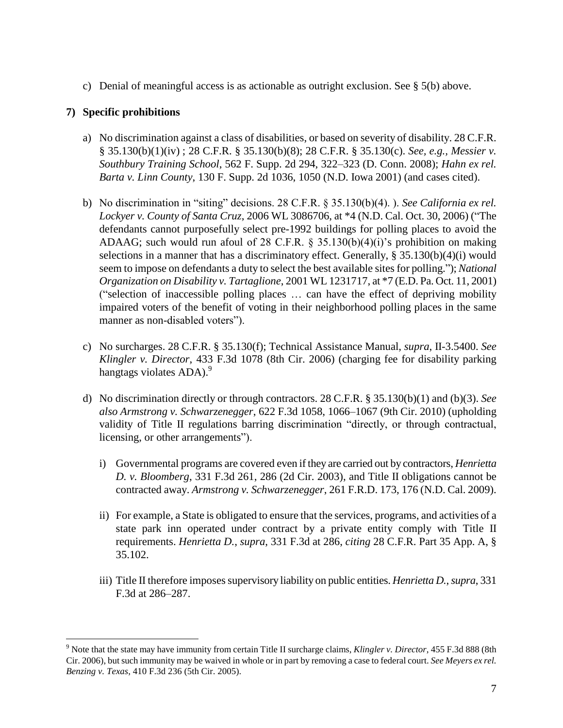c) Denial of meaningful access is as actionable as outright exclusion. See § 5(b) above.

**7) Specific prohibitions**

a) No discrimination against a class of disabilities, or based on severity of disability. 28 C.F.R. § 35.130(b)(1)(iv) ; 28 C.F.R. § 35.130(b)(8); 28 C.F.R. § 35.130(c). *See, e.g., Messier v. Southbury Training School*, 562 F. Supp. 2d 294, 322–323 (D. Conn. 2008); *Hahn ex rel. Barta v. Linn County*, 130 F. Supp. 2d 1036, 1050 (N.D. Iowa 2001) (and cases cited).

b) No discrimination in "siting" decisions. 28 C.F.R. § 35.130(b)(4). ). *See California ex rel. Lockyer v. County of Santa Cruz*, 2006 WL 3086706, at *4 (N.D. Cal. Oct. 30, 2006) ("The defendants cannot purposefully select pre-1992 buildings for polling places to avoid the ADAAG; such would run afoul of 28 C.F.R. § 35.130(b)(4)(i)'s prohibition on making selections in a manner that has a discriminatory effect. Generally, § 35.130(b)(4)(i) would seem to impose on defendants a duty to select the best available sites for polling."); *National Organization on Disability v. Tartaglione*, 2001 WL 1231717, at *7 (E.D. Pa. Oct. 11, 2001) ("selection of inaccessible polling places … can have the effect of depriving mobility impaired voters of the benefit of voting in their neighborhood polling places in the same manner as non-disabled voters").

c) No surcharges. 28 C.F.R. § 35.130(f); Technical Assistance Manual, *supra*, II-3.5400. *See Klingler v. Director*, 433 F.3d 1078 (8th Cir. 2006) (charging fee for disability parking hangtags violates ADA).[9]

d) No discrimination directly or through contractors. 28 C.F.R. § 35.130(b)(1) and (b)(3). *See also Armstrong v. Schwarzenegger*, 622 F.3d 1058, 1066–1067 (9th Cir. 2010) (upholding validity of Title II regulations barring discrimination "directly, or through contractual, licensing, or other arrangements").

   i) Governmental programs are covered even if they are carried out by contractors, *Henrietta D. v. Bloomberg*, 331 F.3d 261, 286 (2d Cir. 2003), and Title II obligations cannot be contracted away. *Armstrong v. Schwarzenegger*, 261 F.R.D. 173, 176 (N.D. Cal. 2009).

   ii) For example, a State is obligated to ensure that the services, programs, and activities of a state park inn operated under contract by a private entity comply with Title II requirements. *Henrietta D.*, *supra*, 331 F.3d at 286, *citing* 28 C.F.R. Part 35 App. A, § 35.102.

   iii) Title II therefore imposes supervisory liability on public entities. *Henrietta D.*, *supra*, 331 F.3d at 286–287.

---

[9] Note that the state may have immunity from certain Title II surcharge claims, *Klingler v. Director*, 455 F.3d 888 (8th Cir. 2006), but such immunity may be waived in whole or in part by removing a case to federal court. *See Meyers ex rel. Benzing v. Texas*, 410 F.3d 236 (5th Cir. 2005).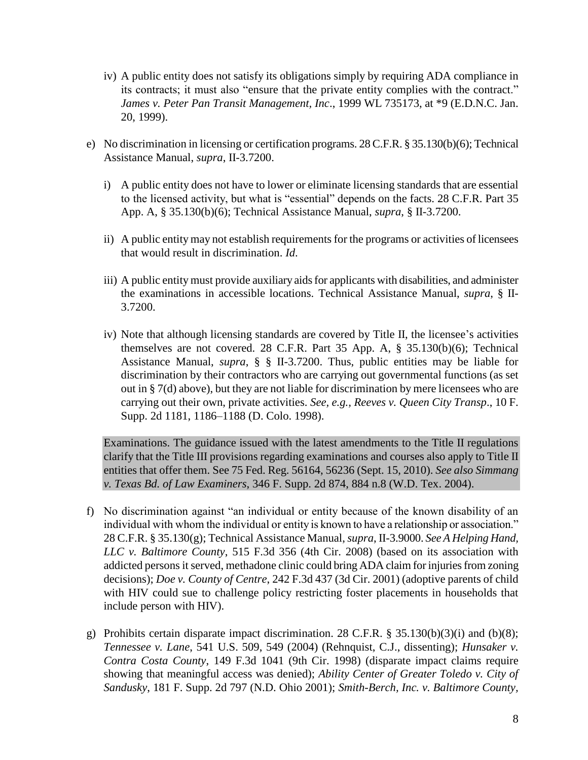iv) A public entity does not satisfy its obligations simply by requiring ADA compliance in its contracts; it must also "ensure that the private entity complies with the contract." *James v. Peter Pan Transit Management, Inc*., 1999 WL 735173, at *9 (E.D.N.C. Jan. 20, 1999).

e) No discrimination in licensing or certification programs. 28 C.F.R. § 35.130(b)(6); Technical Assistance Manual, *supra*, II-3.7200.

   i) A public entity does not have to lower or eliminate licensing standards that are essential to the licensed activity, but what is "essential" depends on the facts. 28 C.F.R. Part 35 App. A, § 35.130(b)(6); Technical Assistance Manual, *supra*, § II-3.7200.

   ii) A public entity may not establish requirements for the programs or activities of licensees that would result in discrimination. *Id*.

   iii) A public entity must provide auxiliary aids for applicants with disabilities, and administer the examinations in accessible locations. Technical Assistance Manual, *supra*, § II-3.7200.

   iv) Note that although licensing standards are covered by Title II, the licensee's activities themselves are not covered. 28 C.F.R. Part 35 App. A, § 35.130(b)(6); Technical Assistance Manual, *supra*, § § II-3.7200. Thus, public entities may be liable for discrimination by their contractors who are carrying out governmental functions (as set out in § 7(d) above), but they are not liable for discrimination by mere licensees who are carrying out their own, private activities. *See, e.g.*, *Reeves v. Queen City Transp*., 10 F. Supp. 2d 1181, 1186–1188 (D. Colo. 1998).

   Examinations. The guidance issued with the latest amendments to the Title II regulations clarify that the Title III provisions regarding examinations and courses also apply to Title II entities that offer them. See 75 Fed. Reg. 56164, 56236 (Sept. 15, 2010). *See also Simmang v. Texas Bd. of Law Examiners*, 346 F. Supp. 2d 874, 884 n.8 (W.D. Tex. 2004).

f) No discrimination against "an individual or entity because of the known disability of an individual with whom the individual or entity is known to have a relationship or association." 28 C.F.R. § 35.130(g); Technical Assistance Manual, *supra*, II-3.9000. *See A Helping Hand, LLC v. Baltimore County*, 515 F.3d 356 (4th Cir. 2008) (based on its association with addicted persons it served, methadone clinic could bring ADA claim for injuries from zoning decisions); *Doe v. County of Centre*, 242 F.3d 437 (3d Cir. 2001) (adoptive parents of child with HIV could sue to challenge policy restricting foster placements in households that include person with HIV).

g) Prohibits certain disparate impact discrimination. 28 C.F.R. § 35.130(b)(3)(i) and (b)(8); *Tennessee v. Lane*, 541 U.S. 509, 549 (2004) (Rehnquist, C.J., dissenting); *Hunsaker v. Contra Costa County*, 149 F.3d 1041 (9th Cir. 1998) (disparate impact claims require showing that meaningful access was denied); *Ability Center of Greater Toledo v. City of Sandusky*, 181 F. Supp. 2d 797 (N.D. Ohio 2001); *Smith-Berch, Inc. v. Baltimore County*,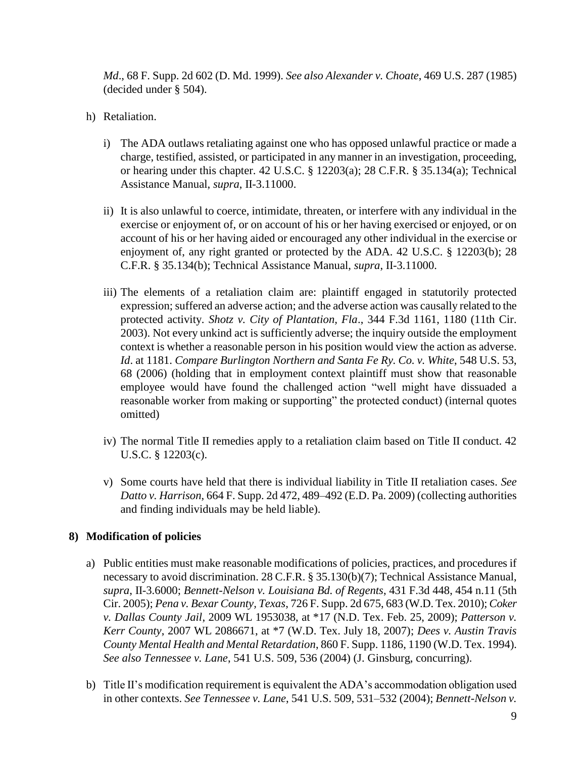*Md*., 68 F. Supp. 2d 602 (D. Md. 1999). *See also Alexander v. Choate*, 469 U.S. 287 (1985) (decided under § 504).

h) Retaliation.

   i) The ADA outlaws retaliating against one who has opposed unlawful practice or made a charge, testified, assisted, or participated in any manner in an investigation, proceeding, or hearing under this chapter. 42 U.S.C. § 12203(a); 28 C.F.R. § 35.134(a); Technical Assistance Manual, *supra*, II-3.11000.

   ii) It is also unlawful to coerce, intimidate, threaten, or interfere with any individual in the exercise or enjoyment of, or on account of his or her having exercised or enjoyed, or on account of his or her having aided or encouraged any other individual in the exercise or enjoyment of, any right granted or protected by the ADA. 42 U.S.C. § 12203(b); 28 C.F.R. § 35.134(b); Technical Assistance Manual, *supra*, II-3.11000.

   iii) The elements of a retaliation claim are: plaintiff engaged in statutorily protected expression; suffered an adverse action; and the adverse action was causally related to the protected activity. *Shotz v. City of Plantation, Fla*., 344 F.3d 1161, 1180 (11th Cir. 2003). Not every unkind act is sufficiently adverse; the inquiry outside the employment context is whether a reasonable person in his position would view the action as adverse. *Id*. at 1181. *Compare Burlington Northern and Santa Fe Ry. Co. v. White*, 548 U.S. 53, 68 (2006) (holding that in employment context plaintiff must show that reasonable employee would have found the challenged action "well might have dissuaded a reasonable worker from making or supporting" the protected conduct) (internal quotes omitted)

   iv) The normal Title II remedies apply to a retaliation claim based on Title II conduct. 42 U.S.C. § 12203(c).

   v) Some courts have held that there is individual liability in Title II retaliation cases. *See Datto v. Harrison*, 664 F. Supp. 2d 472, 489–492 (E.D. Pa. 2009) (collecting authorities and finding individuals may be held liable).

**8) Modification of policies**

a) Public entities must make reasonable modifications of policies, practices, and procedures if necessary to avoid discrimination. 28 C.F.R. § 35.130(b)(7); Technical Assistance Manual, *supra*, II-3.6000; *Bennett-Nelson v. Louisiana Bd. of Regents*, 431 F.3d 448, 454 n.11 (5th Cir. 2005); *Pena v. Bexar County, Texas*, 726 F. Supp. 2d 675, 683 (W.D. Tex. 2010); *Coker v. Dallas County Jail*, 2009 WL 1953038, at *17 (N.D. Tex. Feb. 25, 2009); *Patterson v. Kerr County*, 2007 WL 2086671, at *7 (W.D. Tex. July 18, 2007); *Dees v. Austin Travis County Mental Health and Mental Retardation*, 860 F. Supp. 1186, 1190 (W.D. Tex. 1994). *See also Tennessee v. Lane*, 541 U.S. 509, 536 (2004) (J. Ginsburg, concurring).

b) Title II's modification requirement is equivalent the ADA's accommodation obligation used in other contexts. *See Tennessee v. Lane*, 541 U.S. 509, 531–532 (2004); *Bennett-Nelson v.*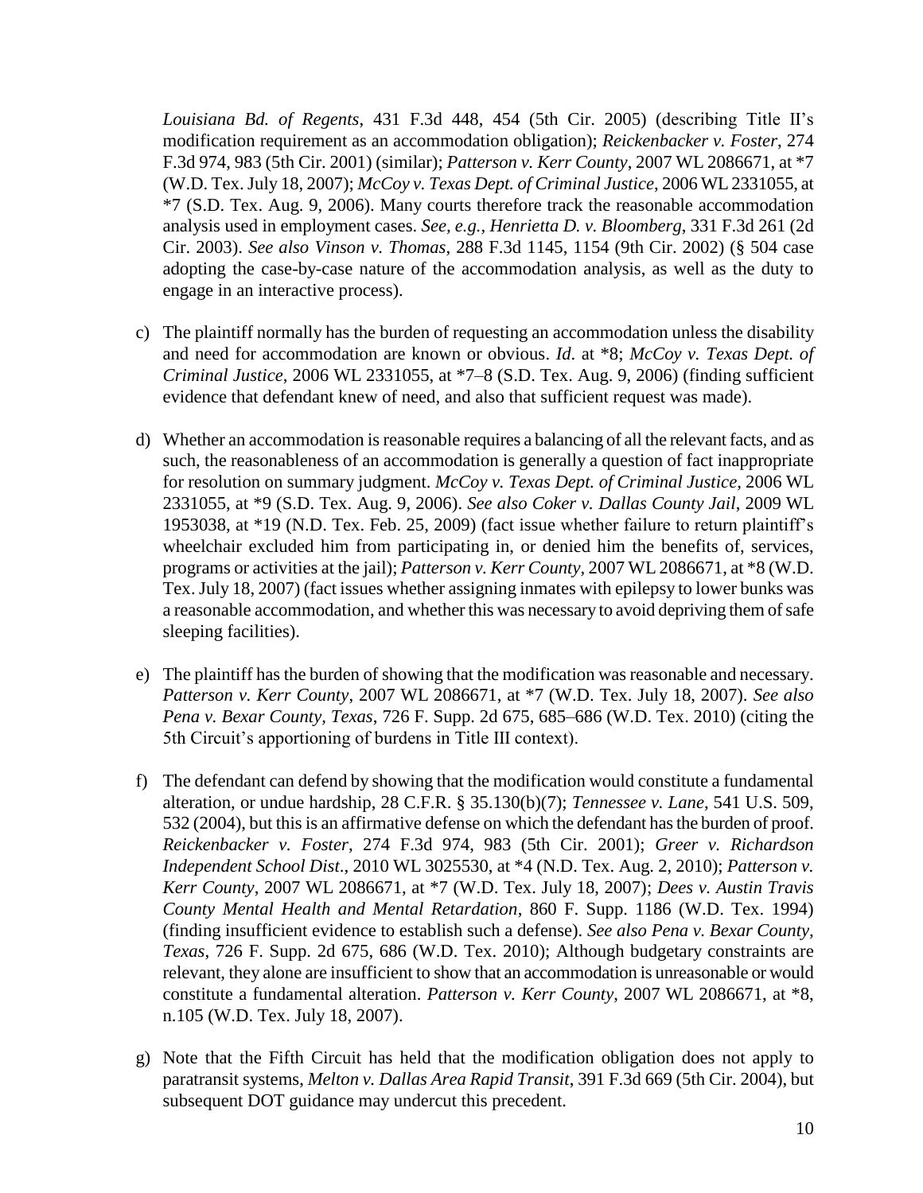*Louisiana Bd. of Regents*, 431 F.3d 448, 454 (5th Cir. 2005) (describing Title II's modification requirement as an accommodation obligation); *Reickenbacker v. Foster*, 274 F.3d 974, 983 (5th Cir. 2001) (similar); *Patterson v. Kerr County*, 2007 WL 2086671, at *7 (W.D. Tex. July 18, 2007); *McCoy v. Texas Dept. of Criminal Justice*, 2006 WL 2331055, at *7 (S.D. Tex. Aug. 9, 2006). Many courts therefore track the reasonable accommodation analysis used in employment cases. *See, e.g., Henrietta D. v. Bloomberg*, 331 F.3d 261 (2d Cir. 2003). *See also Vinson v. Thomas*, 288 F.3d 1145, 1154 (9th Cir. 2002) (§ 504 case adopting the case-by-case nature of the accommodation analysis, as well as the duty to engage in an interactive process).

c) The plaintiff normally has the burden of requesting an accommodation unless the disability and need for accommodation are known or obvious. *Id.* at *8; *McCoy v. Texas Dept. of Criminal Justice*, 2006 WL 2331055, at *7–8 (S.D. Tex. Aug. 9, 2006) (finding sufficient evidence that defendant knew of need, and also that sufficient request was made).

d) Whether an accommodation is reasonable requires a balancing of all the relevant facts, and as such, the reasonableness of an accommodation is generally a question of fact inappropriate for resolution on summary judgment. *McCoy v. Texas Dept. of Criminal Justice*, 2006 WL 2331055, at *9 (S.D. Tex. Aug. 9, 2006). *See also Coker v. Dallas County Jail*, 2009 WL 1953038, at *19 (N.D. Tex. Feb. 25, 2009) (fact issue whether failure to return plaintiff's wheelchair excluded him from participating in, or denied him the benefits of, services, programs or activities at the jail); *Patterson v. Kerr County*, 2007 WL 2086671, at *8 (W.D. Tex. July 18, 2007) (fact issues whether assigning inmates with epilepsy to lower bunks was a reasonable accommodation, and whether this was necessary to avoid depriving them of safe sleeping facilities).

e) The plaintiff has the burden of showing that the modification was reasonable and necessary. *Patterson v. Kerr County*, 2007 WL 2086671, at *7 (W.D. Tex. July 18, 2007). *See also Pena v. Bexar County, Texas*, 726 F. Supp. 2d 675, 685–686 (W.D. Tex. 2010) (citing the 5th Circuit's apportioning of burdens in Title III context).

f) The defendant can defend by showing that the modification would constitute a fundamental alteration, or undue hardship, 28 C.F.R. § 35.130(b)(7); *Tennessee v. Lane*, 541 U.S. 509, 532 (2004), but this is an affirmative defense on which the defendant has the burden of proof. *Reickenbacker v. Foster*, 274 F.3d 974, 983 (5th Cir. 2001); *Greer v. Richardson Independent School Dist.*, 2010 WL 3025530, at *4 (N.D. Tex. Aug. 2, 2010); *Patterson v. Kerr County*, 2007 WL 2086671, at *7 (W.D. Tex. July 18, 2007); *Dees v. Austin Travis County Mental Health and Mental Retardation*, 860 F. Supp. 1186 (W.D. Tex. 1994) (finding insufficient evidence to establish such a defense). *See also Pena v. Bexar County, Texas*, 726 F. Supp. 2d 675, 686 (W.D. Tex. 2010); Although budgetary constraints are relevant, they alone are insufficient to show that an accommodation is unreasonable or would constitute a fundamental alteration. *Patterson v. Kerr County*, 2007 WL 2086671, at *8, n.105 (W.D. Tex. July 18, 2007).

g) Note that the Fifth Circuit has held that the modification obligation does not apply to paratransit systems, *Melton v. Dallas Area Rapid Transit*, 391 F.3d 669 (5th Cir. 2004), but subsequent DOT guidance may undercut this precedent.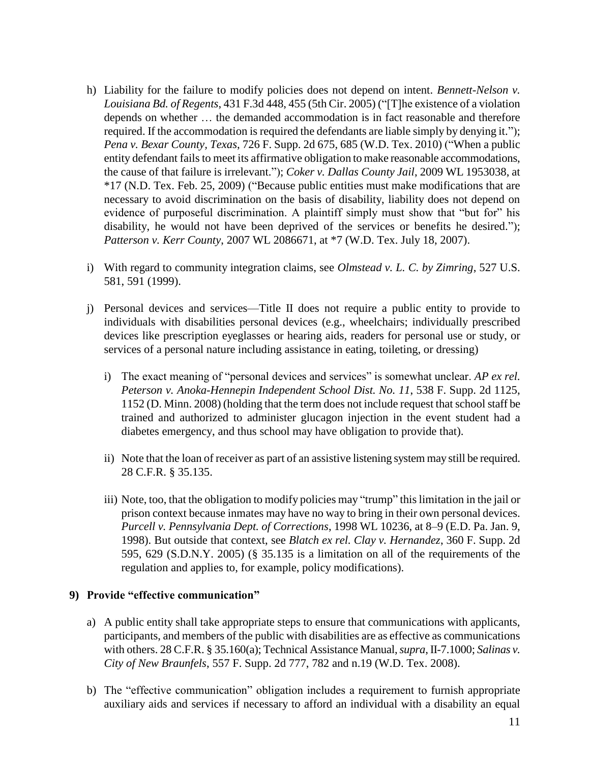h) Liability for the failure to modify policies does not depend on intent. *Bennett-Nelson v. Louisiana Bd. of Regents*, 431 F.3d 448, 455 (5th Cir. 2005) ("[T]he existence of a violation depends on whether … the demanded accommodation is in fact reasonable and therefore required. If the accommodation is required the defendants are liable simply by denying it."); *Pena v. Bexar County, Texas*, 726 F. Supp. 2d 675, 685 (W.D. Tex. 2010) ("When a public entity defendant fails to meet its affirmative obligation to make reasonable accommodations, the cause of that failure is irrelevant."); *Coker v. Dallas County Jail*, 2009 WL 1953038, at *17 (N.D. Tex. Feb. 25, 2009) ("Because public entities must make modifications that are necessary to avoid discrimination on the basis of disability, liability does not depend on evidence of purposeful discrimination. A plaintiff simply must show that "but for" his disability, he would not have been deprived of the services or benefits he desired."); *Patterson v. Kerr County*, 2007 WL 2086671, at *7 (W.D. Tex. July 18, 2007).

i) With regard to community integration claims, see *Olmstead v. L. C. by Zimring*, 527 U.S. 581, 591 (1999).

j) Personal devices and services—Title II does not require a public entity to provide to individuals with disabilities personal devices (e.g., wheelchairs; individually prescribed devices like prescription eyeglasses or hearing aids, readers for personal use or study, or services of a personal nature including assistance in eating, toileting, or dressing)

   i) The exact meaning of "personal devices and services" is somewhat unclear. *AP ex rel. Peterson v. Anoka-Hennepin Independent School Dist. No. 11*, 538 F. Supp. 2d 1125, 1152 (D. Minn. 2008) (holding that the term does not include request that school staff be trained and authorized to administer glucagon injection in the event student had a diabetes emergency, and thus school may have obligation to provide that).

   ii) Note that the loan of receiver as part of an assistive listening system may still be required. 28 C.F.R. § 35.135.

   iii) Note, too, that the obligation to modify policies may "trump" this limitation in the jail or prison context because inmates may have no way to bring in their own personal devices. *Purcell v. Pennsylvania Dept. of Corrections*, 1998 WL 10236, at 8–9 (E.D. Pa. Jan. 9, 1998). But outside that context, see *Blatch ex rel. Clay v. Hernandez*, 360 F. Supp. 2d 595, 629 (S.D.N.Y. 2005) (§ 35.135 is a limitation on all of the requirements of the regulation and applies to, for example, policy modifications).

**9) Provide "effective communication"**

a) A public entity shall take appropriate steps to ensure that communications with applicants, participants, and members of the public with disabilities are as effective as communications with others. 28 C.F.R. § 35.160(a); Technical Assistance Manual, *supra*, II-7.1000; *Salinas v. City of New Braunfels*, 557 F. Supp. 2d 777, 782 and n.19 (W.D. Tex. 2008).

b) The "effective communication" obligation includes a requirement to furnish appropriate auxiliary aids and services if necessary to afford an individual with a disability an equal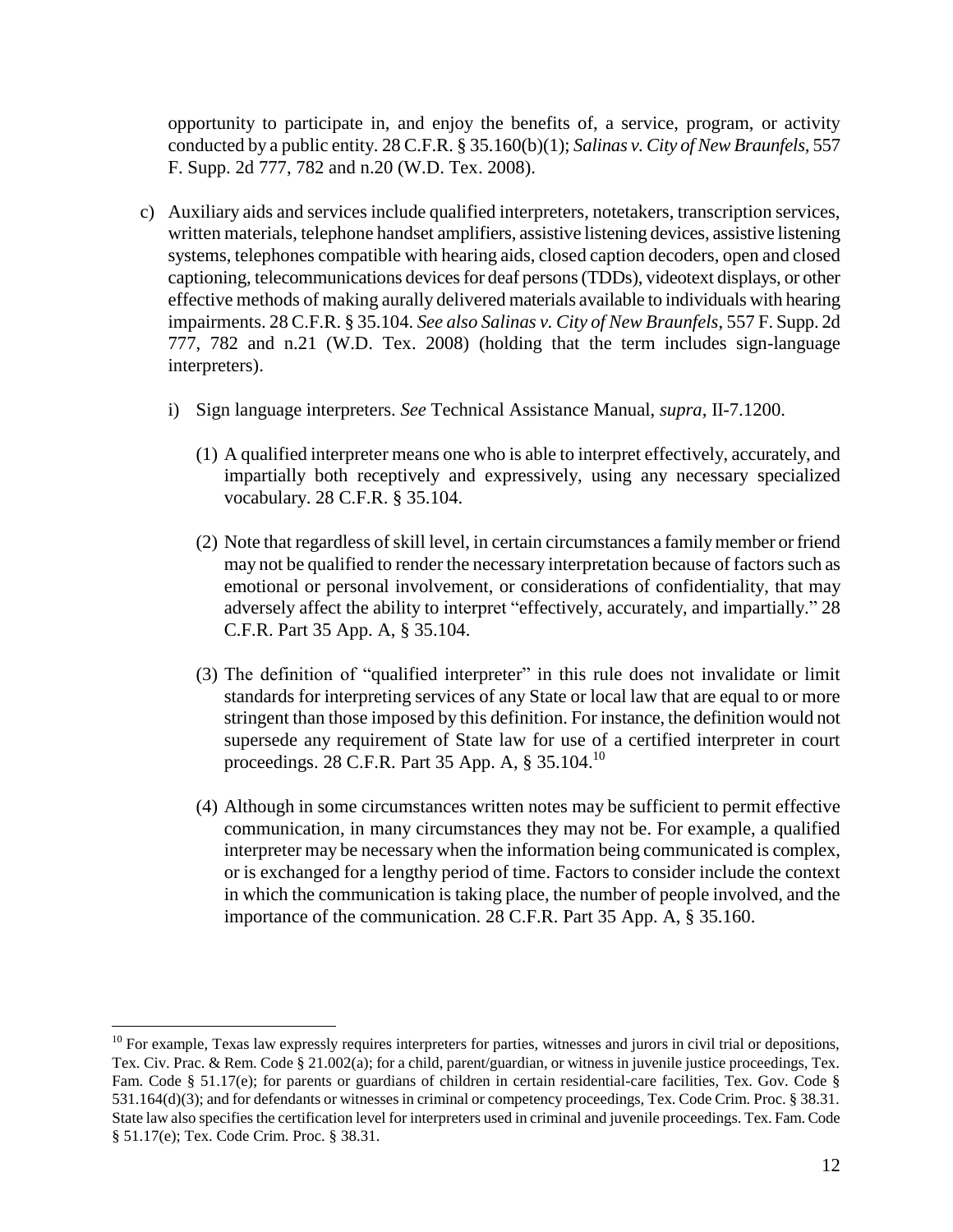opportunity to participate in, and enjoy the benefits of, a service, program, or activity conducted by a public entity. 28 C.F.R. § 35.160(b)(1); *Salinas v. City of New Braunfels*, 557 F. Supp. 2d 777, 782 and n.20 (W.D. Tex. 2008).

c) Auxiliary aids and services include qualified interpreters, notetakers, transcription services, written materials, telephone handset amplifiers, assistive listening devices, assistive listening systems, telephones compatible with hearing aids, closed caption decoders, open and closed captioning, telecommunications devices for deaf persons (TDDs), videotext displays, or other effective methods of making aurally delivered materials available to individuals with hearing impairments. 28 C.F.R. § 35.104. *See also Salinas v. City of New Braunfels*, 557 F. Supp. 2d 777, 782 and n.21 (W.D. Tex. 2008) (holding that the term includes sign-language interpreters).

   i) Sign language interpreters. *See* Technical Assistance Manual, *supra*, II-7.1200.

      (1) A qualified interpreter means one who is able to interpret effectively, accurately, and impartially both receptively and expressively, using any necessary specialized vocabulary. 28 C.F.R. § 35.104.

      (2) Note that regardless of skill level, in certain circumstances a family member or friend may not be qualified to render the necessary interpretation because of factors such as emotional or personal involvement, or considerations of confidentiality, that may adversely affect the ability to interpret "effectively, accurately, and impartially." 28 C.F.R. Part 35 App. A, § 35.104.

      (3) The definition of "qualified interpreter" in this rule does not invalidate or limit standards for interpreting services of any State or local law that are equal to or more stringent than those imposed by this definition. For instance, the definition would not supersede any requirement of State law for use of a certified interpreter in court proceedings. 28 C.F.R. Part 35 App. A, § 35.104.[10]

      (4) Although in some circumstances written notes may be sufficient to permit effective communication, in many circumstances they may not be. For example, a qualified interpreter may be necessary when the information being communicated is complex, or is exchanged for a lengthy period of time. Factors to consider include the context in which the communication is taking place, the number of people involved, and the importance of the communication. 28 C.F.R. Part 35 App. A, § 35.160.

---

[10] For example, Texas law expressly requires interpreters for parties, witnesses and jurors in civil trial or depositions, Tex. Civ. Prac. & Rem. Code § 21.002(a); for a child, parent/guardian, or witness in juvenile justice proceedings, Tex. Fam. Code § 51.17(e); for parents or guardians of children in certain residential-care facilities, Tex. Gov. Code § 531.164(d)(3); and for defendants or witnesses in criminal or competency proceedings, Tex. Code Crim. Proc. § 38.31. State law also specifies the certification level for interpreters used in criminal and juvenile proceedings. Tex. Fam. Code § 51.17(e); Tex. Code Crim. Proc. § 38.31.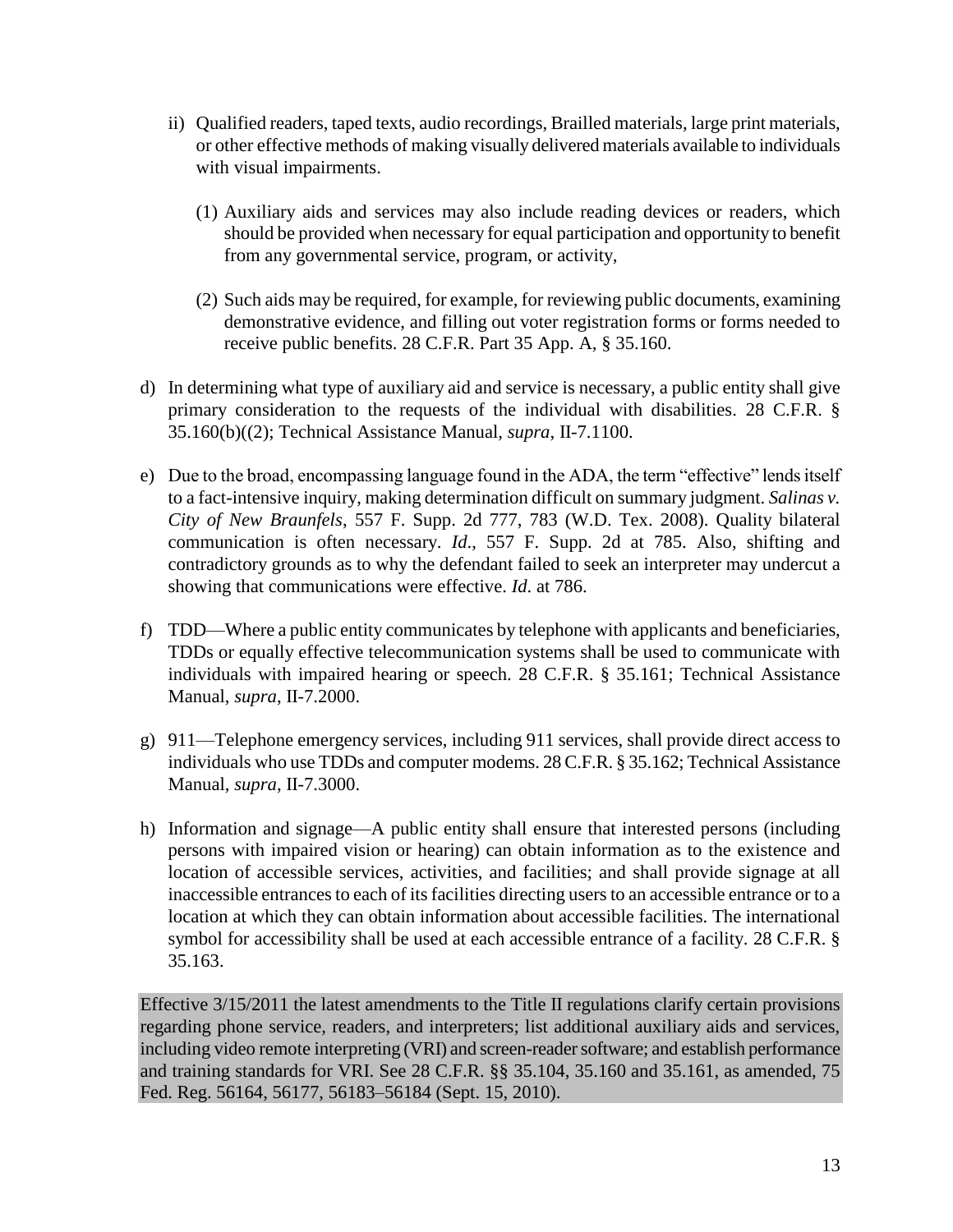ii) Qualified readers, taped texts, audio recordings, Brailled materials, large print materials, or other effective methods of making visually delivered materials available to individuals with visual impairments.

    (1) Auxiliary aids and services may also include reading devices or readers, which should be provided when necessary for equal participation and opportunity to benefit from any governmental service, program, or activity,

    (2) Such aids may be required, for example, for reviewing public documents, examining demonstrative evidence, and filling out voter registration forms or forms needed to receive public benefits. 28 C.F.R. Part 35 App. A, § 35.160.

d) In determining what type of auxiliary aid and service is necessary, a public entity shall give primary consideration to the requests of the individual with disabilities. 28 C.F.R. § 35.160(b)((2); Technical Assistance Manual, *supra*, II-7.1100.

e) Due to the broad, encompassing language found in the ADA, the term "effective" lends itself to a fact-intensive inquiry, making determination difficult on summary judgment. *Salinas v. City of New Braunfels*, 557 F. Supp. 2d 777, 783 (W.D. Tex. 2008). Quality bilateral communication is often necessary. *Id*., 557 F. Supp. 2d at 785. Also, shifting and contradictory grounds as to why the defendant failed to seek an interpreter may undercut a showing that communications were effective. *Id*. at 786.

f) TDD—Where a public entity communicates by telephone with applicants and beneficiaries, TDDs or equally effective telecommunication systems shall be used to communicate with individuals with impaired hearing or speech. 28 C.F.R. § 35.161; Technical Assistance Manual, *supra*, II-7.2000.

g) 911—Telephone emergency services, including 911 services, shall provide direct access to individuals who use TDDs and computer modems. 28 C.F.R. § 35.162; Technical Assistance Manual, *supra*, II-7.3000.

h) Information and signage—A public entity shall ensure that interested persons (including persons with impaired vision or hearing) can obtain information as to the existence and location of accessible services, activities, and facilities; and shall provide signage at all inaccessible entrances to each of its facilities directing users to an accessible entrance or to a location at which they can obtain information about accessible facilities. The international symbol for accessibility shall be used at each accessible entrance of a facility. 28 C.F.R. § 35.163.

Effective 3/15/2011 the latest amendments to the Title II regulations clarify certain provisions regarding phone service, readers, and interpreters; list additional auxiliary aids and services, including video remote interpreting (VRI) and screen-reader software; and establish performance and training standards for VRI. See 28 C.F.R. §§ 35.104, 35.160 and 35.161, as amended, 75 Fed. Reg. 56164, 56177, 56183–56184 (Sept. 15, 2010).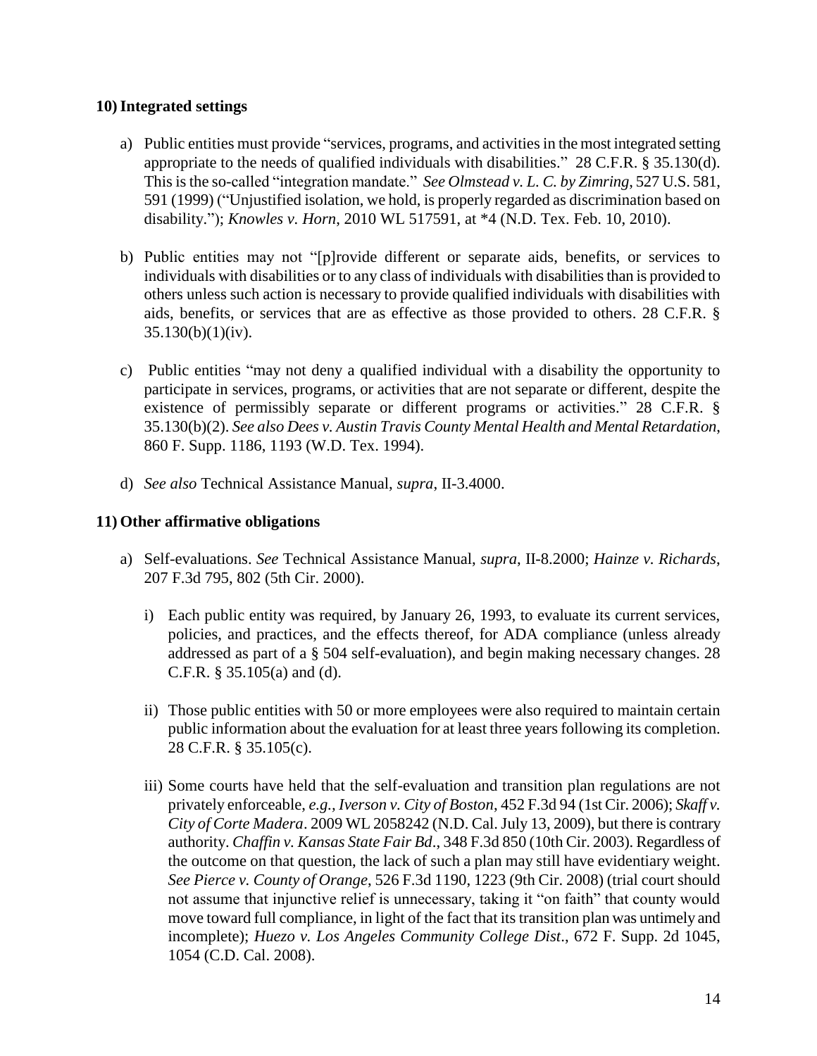**10) Integrated settings**

a) Public entities must provide "services, programs, and activities in the most integrated setting appropriate to the needs of qualified individuals with disabilities." 28 C.F.R. § 35.130(d). This is the so-called "integration mandate." *See Olmstead v. L. C. by Zimring*, 527 U.S. 581, 591 (1999) ("Unjustified isolation, we hold, is properly regarded as discrimination based on disability."); *Knowles v. Horn*, 2010 WL 517591, at *4 (N.D. Tex. Feb. 10, 2010).

b) Public entities may not "[p]rovide different or separate aids, benefits, or services to individuals with disabilities or to any class of individuals with disabilities than is provided to others unless such action is necessary to provide qualified individuals with disabilities with aids, benefits, or services that are as effective as those provided to others. 28 C.F.R. § 35.130(b)(1)(iv).

c) Public entities "may not deny a qualified individual with a disability the opportunity to participate in services, programs, or activities that are not separate or different, despite the existence of permissibly separate or different programs or activities." 28 C.F.R. § 35.130(b)(2). *See also Dees v. Austin Travis County Mental Health and Mental Retardation*, 860 F. Supp. 1186, 1193 (W.D. Tex. 1994).

d) *See also* Technical Assistance Manual, *supra*, II-3.4000.

**11) Other affirmative obligations**

a) Self-evaluations. *See* Technical Assistance Manual, *supra*, II-8.2000; *Hainze v. Richards*, 207 F.3d 795, 802 (5th Cir. 2000).

   i) Each public entity was required, by January 26, 1993, to evaluate its current services, policies, and practices, and the effects thereof, for ADA compliance (unless already addressed as part of a § 504 self-evaluation), and begin making necessary changes. 28 C.F.R. § 35.105(a) and (d).

   ii) Those public entities with 50 or more employees were also required to maintain certain public information about the evaluation for at least three years following its completion. 28 C.F.R. § 35.105(c).

   iii) Some courts have held that the self-evaluation and transition plan regulations are not privately enforceable, *e.g.*, *Iverson v. City of Boston*, 452 F.3d 94 (1st Cir. 2006); *Skaff v. City of Corte Madera*. 2009 WL 2058242 (N.D. Cal. July 13, 2009), but there is contrary authority. *Chaffin v. Kansas State Fair Bd*., 348 F.3d 850 (10th Cir. 2003). Regardless of the outcome on that question, the lack of such a plan may still have evidentiary weight. *See Pierce v. County of Orange*, 526 F.3d 1190, 1223 (9th Cir. 2008) (trial court should not assume that injunctive relief is unnecessary, taking it "on faith" that county would move toward full compliance, in light of the fact that its transition plan was untimely and incomplete); *Huezo v. Los Angeles Community College Dist*., 672 F. Supp. 2d 1045, 1054 (C.D. Cal. 2008).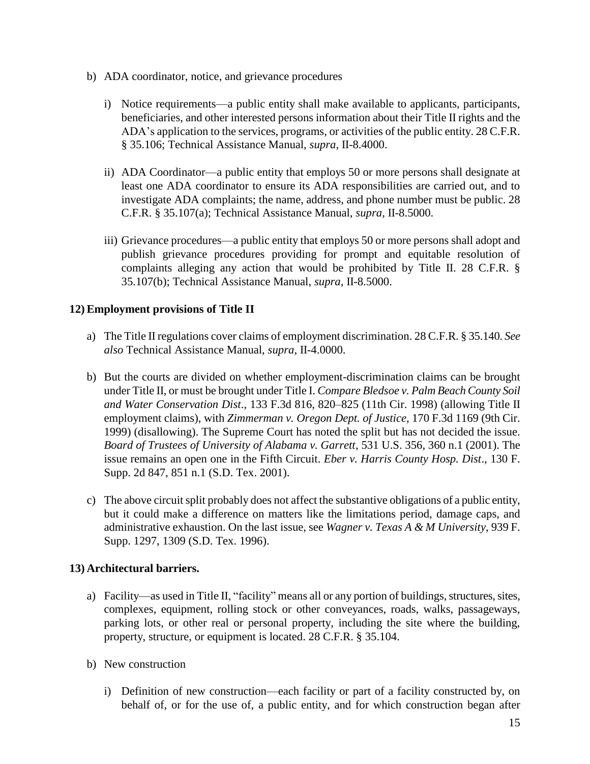b) ADA coordinator, notice, and grievance procedures

   i) Notice requirements—a public entity shall make available to applicants, participants, beneficiaries, and other interested persons information about their Title II rights and the ADA's application to the services, programs, or activities of the public entity. 28 C.F.R. § 35.106; Technical Assistance Manual, *supra*, II-8.4000.

   ii) ADA Coordinator—a public entity that employs 50 or more persons shall designate at least one ADA coordinator to ensure its ADA responsibilities are carried out, and to investigate ADA complaints; the name, address, and phone number must be public. 28 C.F.R. § 35.107(a); Technical Assistance Manual, *supra*, II-8.5000.

   iii) Grievance procedures—a public entity that employs 50 or more persons shall adopt and publish grievance procedures providing for prompt and equitable resolution of complaints alleging any action that would be prohibited by Title II. 28 C.F.R. § 35.107(b); Technical Assistance Manual, *supra*, II-8.5000.

**12) Employment provisions of Title II**

a) The Title II regulations cover claims of employment discrimination. 28 C.F.R. § 35.140. *See also* Technical Assistance Manual, *supra*, II-4.0000.

b) But the courts are divided on whether employment-discrimination claims can be brought under Title II, or must be brought under Title I. *Compare Bledsoe v. Palm Beach County Soil and Water Conservation Dist*., 133 F.3d 816, 820–825 (11th Cir. 1998) (allowing Title II employment claims), with *Zimmerman v. Oregon Dept. of Justice*, 170 F.3d 1169 (9th Cir. 1999) (disallowing). The Supreme Court has noted the split but has not decided the issue. *Board of Trustees of University of Alabama v. Garrett*, 531 U.S. 356, 360 n.1 (2001). The issue remains an open one in the Fifth Circuit. *Eber v. Harris County Hosp. Dist*., 130 F. Supp. 2d 847, 851 n.1 (S.D. Tex. 2001).

c) The above circuit split probably does not affect the substantive obligations of a public entity, but it could make a difference on matters like the limitations period, damage caps, and administrative exhaustion. On the last issue, see *Wagner v. Texas A & M University*, 939 F. Supp. 1297, 1309 (S.D. Tex. 1996).

**13) Architectural barriers.**

a) Facility—as used in Title II, "facility" means all or any portion of buildings, structures, sites, complexes, equipment, rolling stock or other conveyances, roads, walks, passageways, parking lots, or other real or personal property, including the site where the building, property, structure, or equipment is located. 28 C.F.R. § 35.104.

b) New construction

   i) Definition of new construction—each facility or part of a facility constructed by, on behalf of, or for the use of, a public entity, and for which construction began after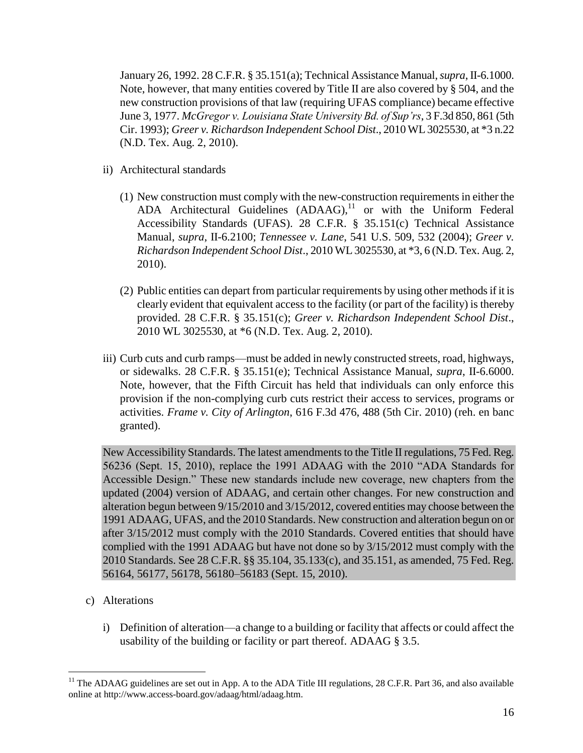January 26, 1992. 28 C.F.R. § 35.151(a); Technical Assistance Manual, *supra*, II-6.1000. Note, however, that many entities covered by Title II are also covered by § 504, and the new construction provisions of that law (requiring UFAS compliance) became effective June 3, 1977. *McGregor v. Louisiana State University Bd. of Sup'rs*, 3 F.3d 850, 861 (5th Cir. 1993); *Greer v. Richardson Independent School Dist*., 2010 WL 3025530, at *3 n.22 (N.D. Tex. Aug. 2, 2010).

ii) Architectural standards

(1) New construction must comply with the new-construction requirements in either the ADA Architectural Guidelines (ADAAG),[11] or with the Uniform Federal Accessibility Standards (UFAS). 28 C.F.R. § 35.151(c) Technical Assistance Manual, *supra*, II-6.2100; *Tennessee v. Lane*, 541 U.S. 509, 532 (2004); *Greer v. Richardson Independent School Dist*., 2010 WL 3025530, at *3, 6 (N.D. Tex. Aug. 2, 2010).

(2) Public entities can depart from particular requirements by using other methods if it is clearly evident that equivalent access to the facility (or part of the facility) is thereby provided. 28 C.F.R. § 35.151(c); *Greer v. Richardson Independent School Dist*., 2010 WL 3025530, at *6 (N.D. Tex. Aug. 2, 2010).

iii) Curb cuts and curb ramps—must be added in newly constructed streets, road, highways, or sidewalks. 28 C.F.R. § 35.151(e); Technical Assistance Manual, *supra*, II-6.6000. Note, however, that the Fifth Circuit has held that individuals can only enforce this provision if the non-complying curb cuts restrict their access to services, programs or activities. *Frame v. City of Arlington*, 616 F.3d 476, 488 (5th Cir. 2010) (reh. en banc granted).

New Accessibility Standards. The latest amendments to the Title II regulations, 75 Fed. Reg. 56236 (Sept. 15, 2010), replace the 1991 ADAAG with the 2010 "ADA Standards for Accessible Design." These new standards include new coverage, new chapters from the updated (2004) version of ADAAG, and certain other changes. For new construction and alteration begun between 9/15/2010 and 3/15/2012, covered entities may choose between the 1991 ADAAG, UFAS, and the 2010 Standards. New construction and alteration begun on or after 3/15/2012 must comply with the 2010 Standards. Covered entities that should have complied with the 1991 ADAAG but have not done so by 3/15/2012 must comply with the 2010 Standards. See 28 C.F.R. §§ 35.104, 35.133(c), and 35.151, as amended, 75 Fed. Reg. 56164, 56177, 56178, 56180–56183 (Sept. 15, 2010).

c) Alterations

i) Definition of alteration—a change to a building or facility that affects or could affect the usability of the building or facility or part thereof. ADAAG § 3.5.

[11] The ADAAG guidelines are set out in App. A to the ADA Title III regulations, 28 C.F.R. Part 36, and also available online at http://www.access-board.gov/adaag/html/adaag.htm.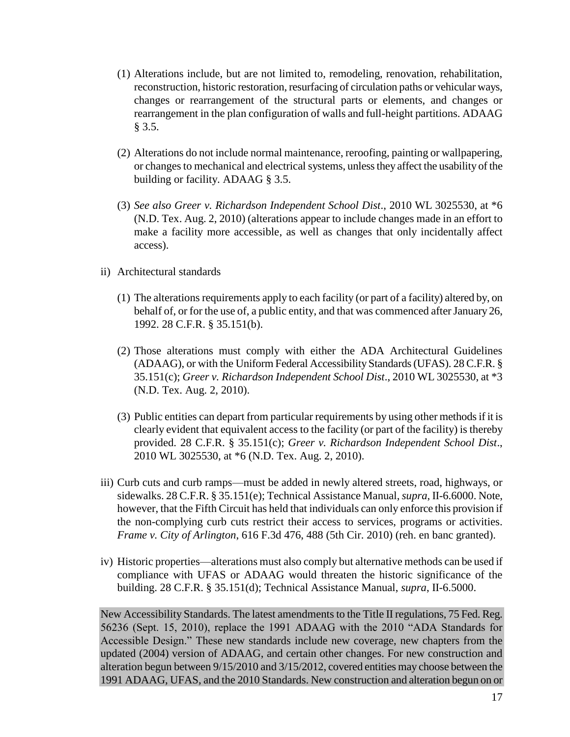(1) Alterations include, but are not limited to, remodeling, renovation, rehabilitation, reconstruction, historic restoration, resurfacing of circulation paths or vehicular ways, changes or rearrangement of the structural parts or elements, and changes or rearrangement in the plan configuration of walls and full-height partitions. ADAAG § 3.5.

(2) Alterations do not include normal maintenance, reroofing, painting or wallpapering, or changes to mechanical and electrical systems, unless they affect the usability of the building or facility. ADAAG § 3.5.

(3) *See also Greer v. Richardson Independent School Dist*., 2010 WL 3025530, at *6 (N.D. Tex. Aug. 2, 2010) (alterations appear to include changes made in an effort to make a facility more accessible, as well as changes that only incidentally affect access).

ii) Architectural standards

(1) The alterations requirements apply to each facility (or part of a facility) altered by, on behalf of, or for the use of, a public entity, and that was commenced after January 26, 1992. 28 C.F.R. § 35.151(b).

(2) Those alterations must comply with either the ADA Architectural Guidelines (ADAAG), or with the Uniform Federal Accessibility Standards (UFAS). 28 C.F.R. § 35.151(c); *Greer v. Richardson Independent School Dist*., 2010 WL 3025530, at *3 (N.D. Tex. Aug. 2, 2010).

(3) Public entities can depart from particular requirements by using other methods if it is clearly evident that equivalent access to the facility (or part of the facility) is thereby provided. 28 C.F.R. § 35.151(c); *Greer v. Richardson Independent School Dist*., 2010 WL 3025530, at *6 (N.D. Tex. Aug. 2, 2010).

iii) Curb cuts and curb ramps—must be added in newly altered streets, road, highways, or sidewalks. 28 C.F.R. § 35.151(e); Technical Assistance Manual, *supra*, II-6.6000. Note, however, that the Fifth Circuit has held that individuals can only enforce this provision if the non-complying curb cuts restrict their access to services, programs or activities. *Frame v. City of Arlington*, 616 F.3d 476, 488 (5th Cir. 2010) (reh. en banc granted).

iv) Historic properties—alterations must also comply but alternative methods can be used if compliance with UFAS or ADAAG would threaten the historic significance of the building. 28 C.F.R. § 35.151(d); Technical Assistance Manual, *supra*, II-6.5000.

New Accessibility Standards. The latest amendments to the Title II regulations, 75 Fed. Reg. 56236 (Sept. 15, 2010), replace the 1991 ADAAG with the 2010 "ADA Standards for Accessible Design." These new standards include new coverage, new chapters from the updated (2004) version of ADAAG, and certain other changes. For new construction and alteration begun between 9/15/2010 and 3/15/2012, covered entities may choose between the 1991 ADAAG, UFAS, and the 2010 Standards. New construction and alteration begun on or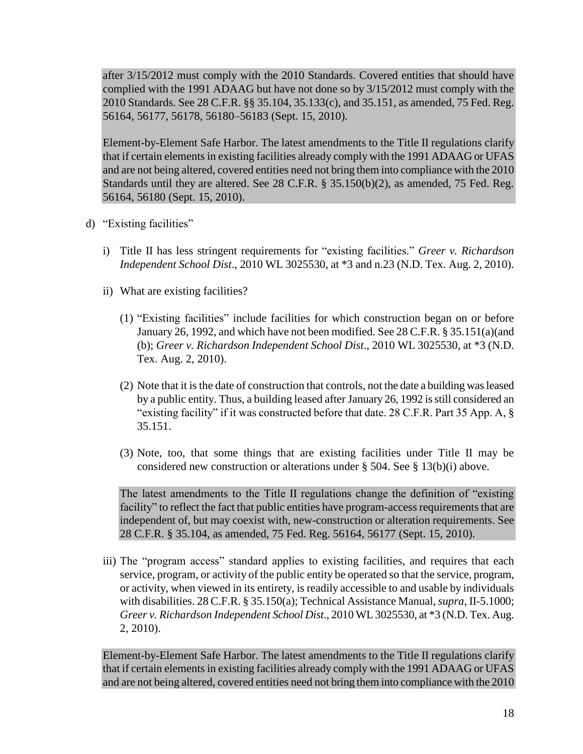after 3/15/2012 must comply with the 2010 Standards. Covered entities that should have complied with the 1991 ADAAG but have not done so by 3/15/2012 must comply with the 2010 Standards. See 28 C.F.R. §§ 35.104, 35.133(c), and 35.151, as amended, 75 Fed. Reg. 56164, 56177, 56178, 56180–56183 (Sept. 15, 2010).

Element-by-Element Safe Harbor. The latest amendments to the Title II regulations clarify that if certain elements in existing facilities already comply with the 1991 ADAAG or UFAS and are not being altered, covered entities need not bring them into compliance with the 2010 Standards until they are altered. See 28 C.F.R. § 35.150(b)(2), as amended, 75 Fed. Reg. 56164, 56180 (Sept. 15, 2010).

d) "Existing facilities"

   i) Title II has less stringent requirements for "existing facilities." *Greer v. Richardson Independent School Dist*., 2010 WL 3025530, at *3 and n.23 (N.D. Tex. Aug. 2, 2010).

   ii) What are existing facilities?

      (1) "Existing facilities" include facilities for which construction began on or before January 26, 1992, and which have not been modified. See 28 C.F.R. § 35.151(a)(and (b); *Greer v. Richardson Independent School Dist*., 2010 WL 3025530, at *3 (N.D. Tex. Aug. 2, 2010).

      (2) Note that it is the date of construction that controls, not the date a building was leased by a public entity. Thus, a building leased after January 26, 1992 is still considered an "existing facility" if it was constructed before that date. 28 C.F.R. Part 35 App. A, § 35.151.

      (3) Note, too, that some things that are existing facilities under Title II may be considered new construction or alterations under § 504. See § 13(b)(i) above.

   The latest amendments to the Title II regulations change the definition of "existing facility" to reflect the fact that public entities have program-access requirements that are independent of, but may coexist with, new-construction or alteration requirements. See 28 C.F.R. § 35.104, as amended, 75 Fed. Reg. 56164, 56177 (Sept. 15, 2010).

   iii) The "program access" standard applies to existing facilities, and requires that each service, program, or activity of the public entity be operated so that the service, program, or activity, when viewed in its entirety, is readily accessible to and usable by individuals with disabilities. 28 C.F.R. § 35.150(a); Technical Assistance Manual, *supra*, II-5.1000; *Greer v. Richardson Independent School Dist*., 2010 WL 3025530, at *3 (N.D. Tex. Aug. 2, 2010).

Element-by-Element Safe Harbor. The latest amendments to the Title II regulations clarify that if certain elements in existing facilities already comply with the 1991 ADAAG or UFAS and are not being altered, covered entities need not bring them into compliance with the 2010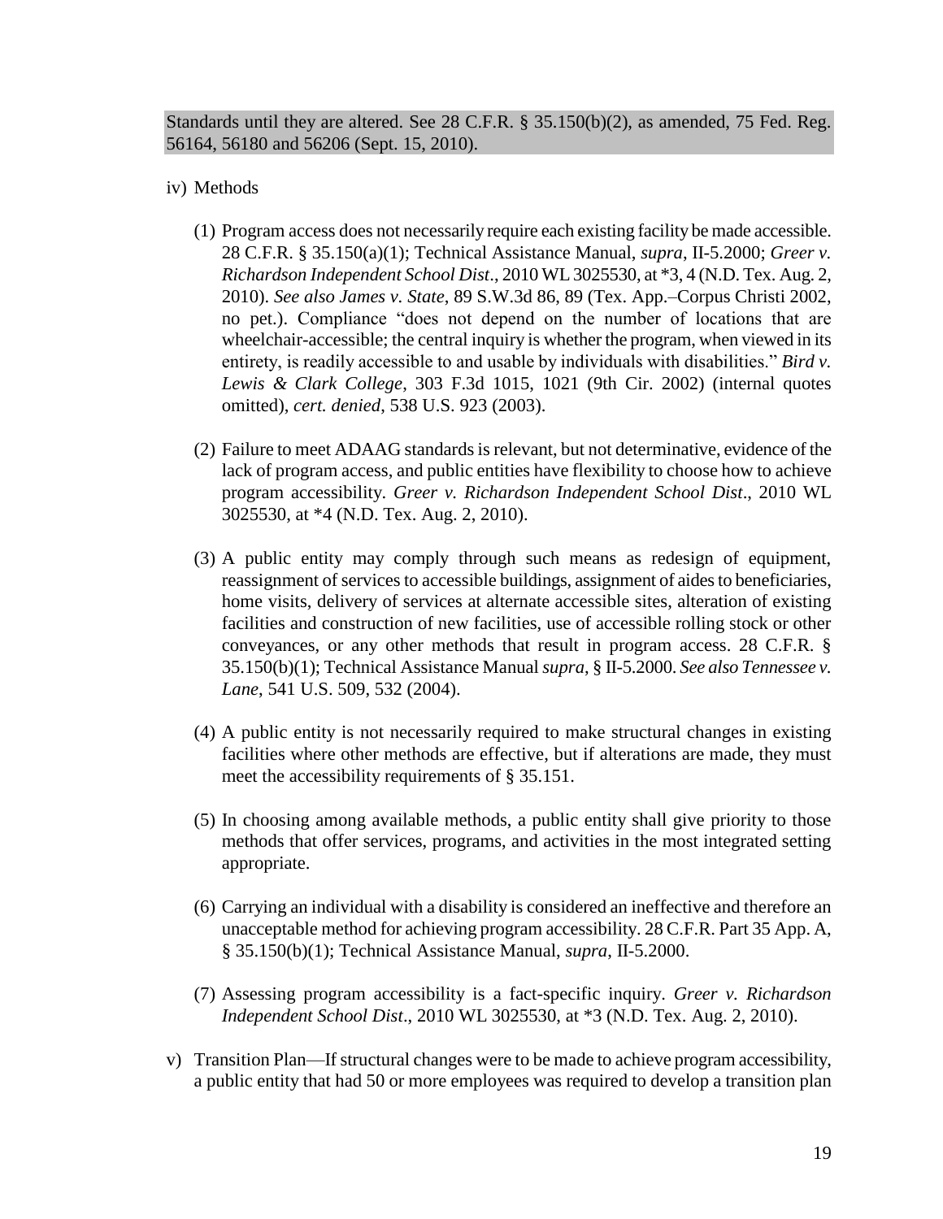Standards until they are altered. See 28 C.F.R. § 35.150(b)(2), as amended, 75 Fed. Reg. 56164, 56180 and 56206 (Sept. 15, 2010).

iv) Methods

(1) Program access does not necessarily require each existing facility be made accessible. 28 C.F.R. § 35.150(a)(1); Technical Assistance Manual, *supra*, II-5.2000; *Greer v. Richardson Independent School Dist*., 2010 WL 3025530, at *3, 4 (N.D. Tex. Aug. 2, 2010). *See also James v. State*, 89 S.W.3d 86, 89 (Tex. App.–Corpus Christi 2002, no pet.). Compliance "does not depend on the number of locations that are wheelchair-accessible; the central inquiry is whether the program, when viewed in its entirety, is readily accessible to and usable by individuals with disabilities." *Bird v. Lewis & Clark College*, 303 F.3d 1015, 1021 (9th Cir. 2002) (internal quotes omitted), *cert. denied*, 538 U.S. 923 (2003).

(2) Failure to meet ADAAG standards is relevant, but not determinative, evidence of the lack of program access, and public entities have flexibility to choose how to achieve program accessibility. *Greer v. Richardson Independent School Dist*., 2010 WL 3025530, at *4 (N.D. Tex. Aug. 2, 2010).

(3) A public entity may comply through such means as redesign of equipment, reassignment of services to accessible buildings, assignment of aides to beneficiaries, home visits, delivery of services at alternate accessible sites, alteration of existing facilities and construction of new facilities, use of accessible rolling stock or other conveyances, or any other methods that result in program access. 28 C.F.R. § 35.150(b)(1); Technical Assistance Manual *supra*, § II-5.2000. *See also Tennessee v. Lane*, 541 U.S. 509, 532 (2004).

(4) A public entity is not necessarily required to make structural changes in existing facilities where other methods are effective, but if alterations are made, they must meet the accessibility requirements of § 35.151.

(5) In choosing among available methods, a public entity shall give priority to those methods that offer services, programs, and activities in the most integrated setting appropriate.

(6) Carrying an individual with a disability is considered an ineffective and therefore an unacceptable method for achieving program accessibility. 28 C.F.R. Part 35 App. A, § 35.150(b)(1); Technical Assistance Manual, *supra*, II-5.2000.

(7) Assessing program accessibility is a fact-specific inquiry. *Greer v. Richardson Independent School Dist*., 2010 WL 3025530, at *3 (N.D. Tex. Aug. 2, 2010).

v) Transition Plan—If structural changes were to be made to achieve program accessibility, a public entity that had 50 or more employees was required to develop a transition plan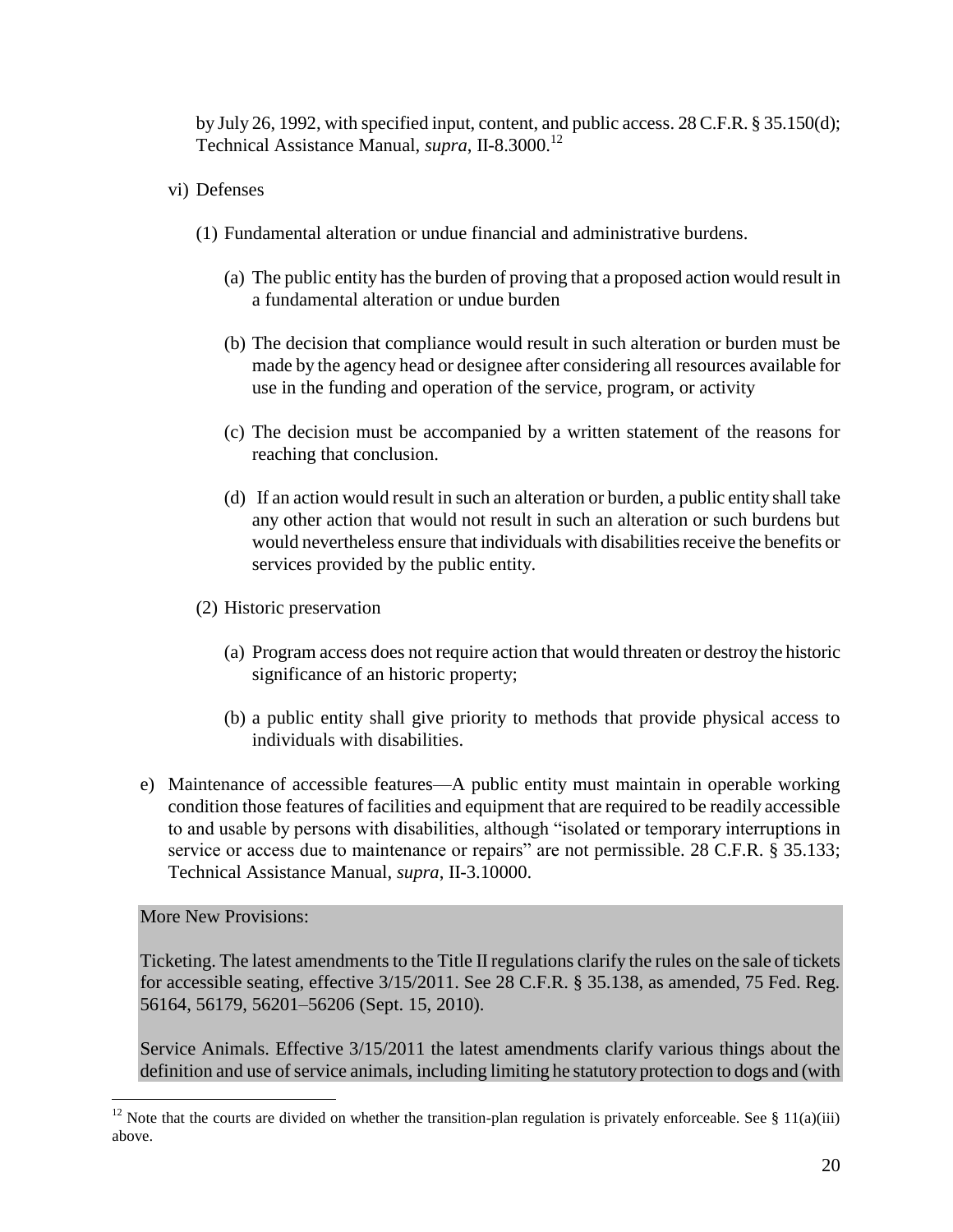by July 26, 1992, with specified input, content, and public access. 28 C.F.R. § 35.150(d); Technical Assistance Manual, *supra*, II-8.3000.[12]

vi) Defenses

(1) Fundamental alteration or undue financial and administrative burdens.

(a) The public entity has the burden of proving that a proposed action would result in a fundamental alteration or undue burden

(b) The decision that compliance would result in such alteration or burden must be made by the agency head or designee after considering all resources available for use in the funding and operation of the service, program, or activity

(c) The decision must be accompanied by a written statement of the reasons for reaching that conclusion.

(d) If an action would result in such an alteration or burden, a public entity shall take any other action that would not result in such an alteration or such burdens but would nevertheless ensure that individuals with disabilities receive the benefits or services provided by the public entity.

(2) Historic preservation

(a) Program access does not require action that would threaten or destroy the historic significance of an historic property;

(b) a public entity shall give priority to methods that provide physical access to individuals with disabilities.

e) Maintenance of accessible features—A public entity must maintain in operable working condition those features of facilities and equipment that are required to be readily accessible to and usable by persons with disabilities, although "isolated or temporary interruptions in service or access due to maintenance or repairs" are not permissible. 28 C.F.R. § 35.133; Technical Assistance Manual, *supra*, II-3.10000.

More New Provisions:

Ticketing. The latest amendments to the Title II regulations clarify the rules on the sale of tickets for accessible seating, effective 3/15/2011. See 28 C.F.R. § 35.138, as amended, 75 Fed. Reg. 56164, 56179, 56201–56206 (Sept. 15, 2010).

Service Animals. Effective 3/15/2011 the latest amendments clarify various things about the definition and use of service animals, including limiting he statutory protection to dogs and (with

---

[12] Note that the courts are divided on whether the transition-plan regulation is privately enforceable. See § 11(a)(iii) above.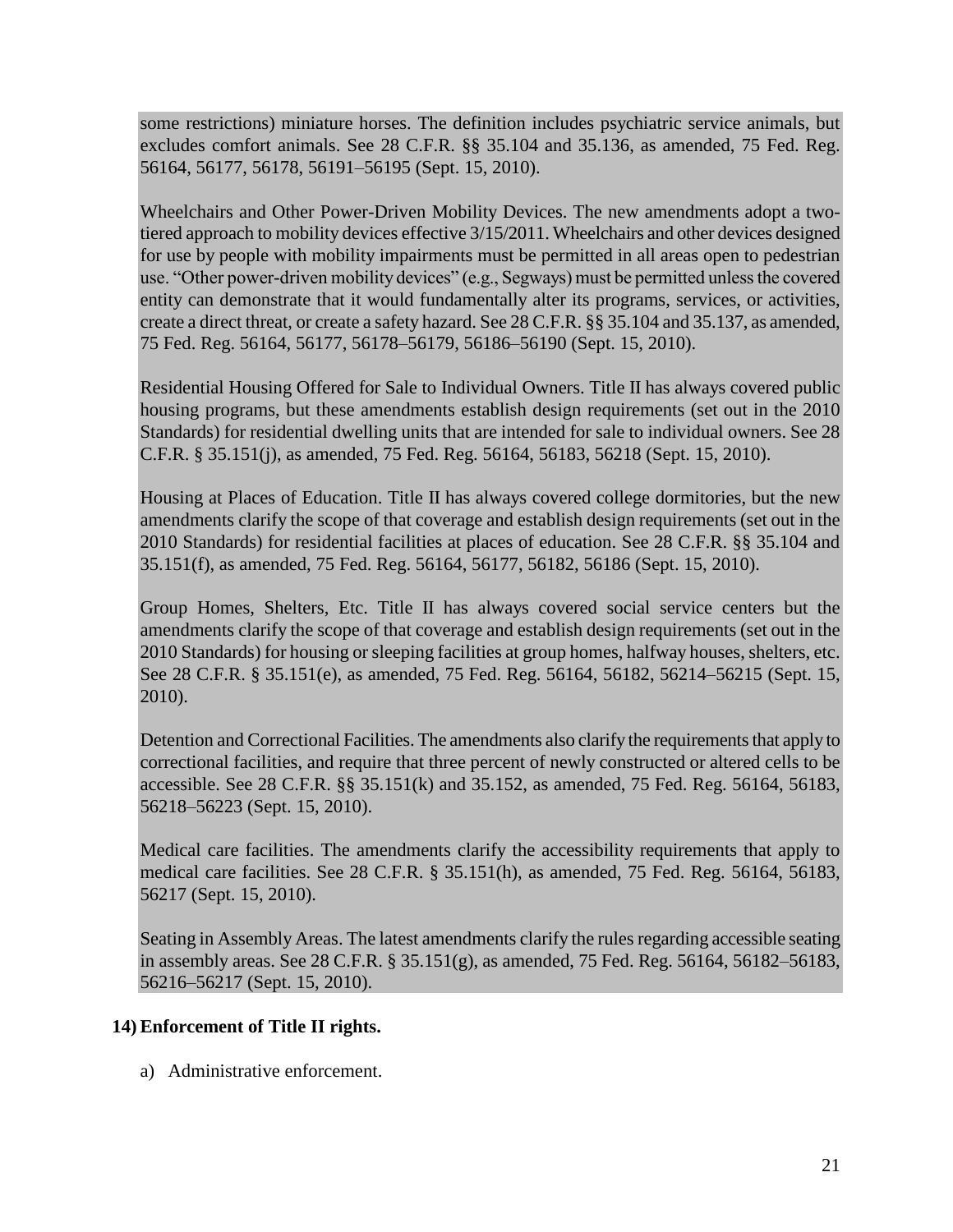some restrictions) miniature horses. The definition includes psychiatric service animals, but excludes comfort animals. See 28 C.F.R. §§ 35.104 and 35.136, as amended, 75 Fed. Reg. 56164, 56177, 56178, 56191–56195 (Sept. 15, 2010).

Wheelchairs and Other Power-Driven Mobility Devices. The new amendments adopt a two-tiered approach to mobility devices effective 3/15/2011. Wheelchairs and other devices designed for use by people with mobility impairments must be permitted in all areas open to pedestrian use. "Other power-driven mobility devices" (e.g., Segways) must be permitted unless the covered entity can demonstrate that it would fundamentally alter its programs, services, or activities, create a direct threat, or create a safety hazard. See 28 C.F.R. §§ 35.104 and 35.137, as amended, 75 Fed. Reg. 56164, 56177, 56178–56179, 56186–56190 (Sept. 15, 2010).

Residential Housing Offered for Sale to Individual Owners. Title II has always covered public housing programs, but these amendments establish design requirements (set out in the 2010 Standards) for residential dwelling units that are intended for sale to individual owners. See 28 C.F.R. § 35.151(j), as amended, 75 Fed. Reg. 56164, 56183, 56218 (Sept. 15, 2010).

Housing at Places of Education. Title II has always covered college dormitories, but the new amendments clarify the scope of that coverage and establish design requirements (set out in the 2010 Standards) for residential facilities at places of education. See 28 C.F.R. §§ 35.104 and 35.151(f), as amended, 75 Fed. Reg. 56164, 56177, 56182, 56186 (Sept. 15, 2010).

Group Homes, Shelters, Etc. Title II has always covered social service centers but the amendments clarify the scope of that coverage and establish design requirements (set out in the 2010 Standards) for housing or sleeping facilities at group homes, halfway houses, shelters, etc. See 28 C.F.R. § 35.151(e), as amended, 75 Fed. Reg. 56164, 56182, 56214–56215 (Sept. 15, 2010).

Detention and Correctional Facilities. The amendments also clarify the requirements that apply to correctional facilities, and require that three percent of newly constructed or altered cells to be accessible. See 28 C.F.R. §§ 35.151(k) and 35.152, as amended, 75 Fed. Reg. 56164, 56183, 56218–56223 (Sept. 15, 2010).

Medical care facilities. The amendments clarify the accessibility requirements that apply to medical care facilities. See 28 C.F.R. § 35.151(h), as amended, 75 Fed. Reg. 56164, 56183, 56217 (Sept. 15, 2010).

Seating in Assembly Areas. The latest amendments clarify the rules regarding accessible seating in assembly areas. See 28 C.F.R. § 35.151(g), as amended, 75 Fed. Reg. 56164, 56182–56183, 56216–56217 (Sept. 15, 2010).

**14) Enforcement of Title II rights.**

a) Administrative enforcement.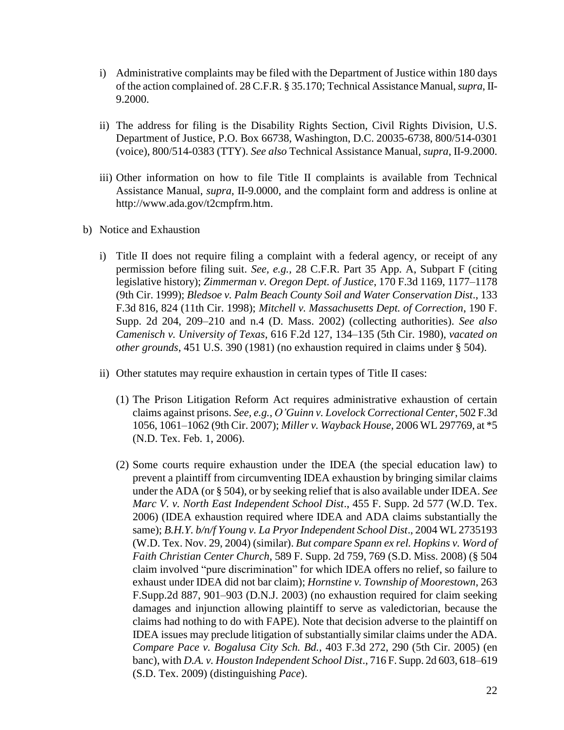i) Administrative complaints may be filed with the Department of Justice within 180 days of the action complained of. 28 C.F.R. § 35.170; Technical Assistance Manual, *supra*, II-9.2000.

ii) The address for filing is the Disability Rights Section, Civil Rights Division, U.S. Department of Justice, P.O. Box 66738, Washington, D.C. 20035-6738, 800/514-0301 (voice), 800/514-0383 (TTY). *See also* Technical Assistance Manual, *supra*, II-9.2000.

iii) Other information on how to file Title II complaints is available from Technical Assistance Manual, *supra*, II-9.0000, and the complaint form and address is online at http://www.ada.gov/t2cmpfrm.htm.

b) Notice and Exhaustion

i) Title II does not require filing a complaint with a federal agency, or receipt of any permission before filing suit. *See, e.g.,* 28 C.F.R. Part 35 App. A, Subpart F (citing legislative history); *Zimmerman v. Oregon Dept. of Justice*, 170 F.3d 1169, 1177–1178 (9th Cir. 1999); *Bledsoe v. Palm Beach County Soil and Water Conservation Dist*., 133 F.3d 816, 824 (11th Cir. 1998); *Mitchell v. Massachusetts Dept. of Correction*, 190 F. Supp. 2d 204, 209–210 and n.4 (D. Mass. 2002) (collecting authorities). *See also Camenisch v. University of Texas*, 616 F.2d 127, 134–135 (5th Cir. 1980), *vacated on other grounds*, 451 U.S. 390 (1981) (no exhaustion required in claims under § 504).

ii) Other statutes may require exhaustion in certain types of Title II cases:

(1) The Prison Litigation Reform Act requires administrative exhaustion of certain claims against prisons. *See, e.g., O'Guinn v. Lovelock Correctional Center*, 502 F.3d 1056, 1061–1062 (9th Cir. 2007); *Miller v. Wayback House*, 2006 WL 297769, at *5 (N.D. Tex. Feb. 1, 2006).

(2) Some courts require exhaustion under the IDEA (the special education law) to prevent a plaintiff from circumventing IDEA exhaustion by bringing similar claims under the ADA (or § 504), or by seeking relief that is also available under IDEA. *See Marc V. v. North East Independent School Dist*., 455 F. Supp. 2d 577 (W.D. Tex. 2006) (IDEA exhaustion required where IDEA and ADA claims substantially the same); *B.H.Y. b/n/f Young v. La Pryor Independent School Dist*., 2004 WL 2735193 (W.D. Tex. Nov. 29, 2004) (similar). *But compare Spann ex rel. Hopkins v. Word of Faith Christian Center Church*, 589 F. Supp. 2d 759, 769 (S.D. Miss. 2008) (§ 504 claim involved "pure discrimination" for which IDEA offers no relief, so failure to exhaust under IDEA did not bar claim); *Hornstine v. Township of Moorestown*, 263 F.Supp.2d 887, 901–903 (D.N.J. 2003) (no exhaustion required for claim seeking damages and injunction allowing plaintiff to serve as valedictorian, because the claims had nothing to do with FAPE). Note that decision adverse to the plaintiff on IDEA issues may preclude litigation of substantially similar claims under the ADA. *Compare Pace v. Bogalusa City Sch. Bd.*, 403 F.3d 272, 290 (5th Cir. 2005) (en banc), with *D.A. v. Houston Independent School Dist*., 716 F. Supp. 2d 603, 618–619 (S.D. Tex. 2009) (distinguishing *Pace*).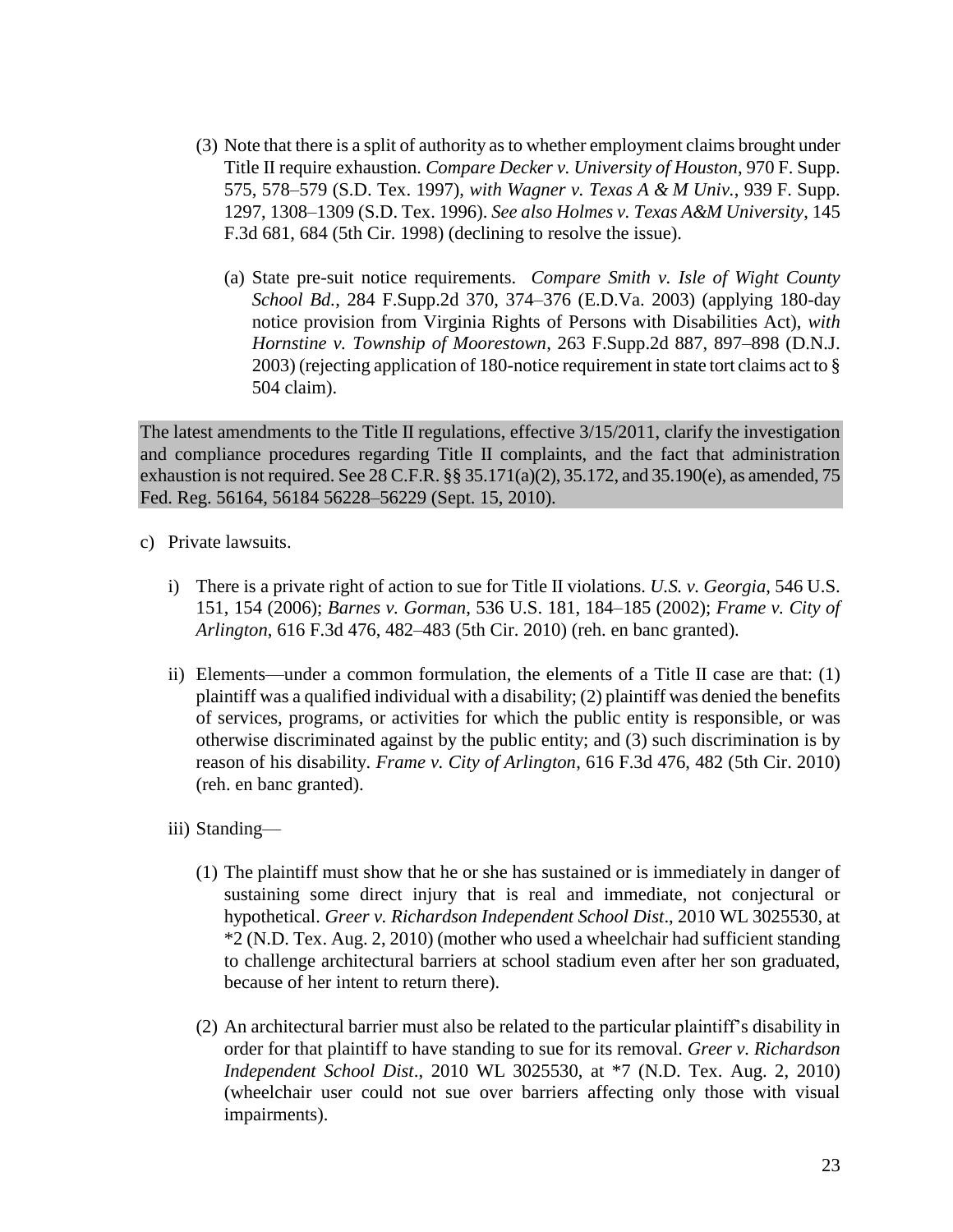(3) Note that there is a split of authority as to whether employment claims brought under Title II require exhaustion. *Compare Decker v. University of Houston*, 970 F. Supp. 575, 578–579 (S.D. Tex. 1997), *with Wagner v. Texas A & M Univ.*, 939 F. Supp. 1297, 1308–1309 (S.D. Tex. 1996). *See also Holmes v. Texas A&M University*, 145 F.3d 681, 684 (5th Cir. 1998) (declining to resolve the issue).

(a) State pre-suit notice requirements. *Compare Smith v. Isle of Wight County School Bd.*, 284 F.Supp.2d 370, 374–376 (E.D.Va. 2003) (applying 180-day notice provision from Virginia Rights of Persons with Disabilities Act), *with Hornstine v. Township of Moorestown*, 263 F.Supp.2d 887, 897–898 (D.N.J. 2003) (rejecting application of 180-notice requirement in state tort claims act to § 504 claim).

The latest amendments to the Title II regulations, effective 3/15/2011, clarify the investigation and compliance procedures regarding Title II complaints, and the fact that administration exhaustion is not required. See 28 C.F.R. §§ 35.171(a)(2), 35.172, and 35.190(e), as amended, 75 Fed. Reg. 56164, 56184 56228–56229 (Sept. 15, 2010).

c) Private lawsuits.

i) There is a private right of action to sue for Title II violations. *U.S. v. Georgia*, 546 U.S. 151, 154 (2006); *Barnes v. Gorman*, 536 U.S. 181, 184–185 (2002); *Frame v. City of Arlington*, 616 F.3d 476, 482–483 (5th Cir. 2010) (reh. en banc granted).

ii) Elements—under a common formulation, the elements of a Title II case are that: (1) plaintiff was a qualified individual with a disability; (2) plaintiff was denied the benefits of services, programs, or activities for which the public entity is responsible, or was otherwise discriminated against by the public entity; and (3) such discrimination is by reason of his disability. *Frame v. City of Arlington*, 616 F.3d 476, 482 (5th Cir. 2010) (reh. en banc granted).

iii) Standing—

(1) The plaintiff must show that he or she has sustained or is immediately in danger of sustaining some direct injury that is real and immediate, not conjectural or hypothetical. *Greer v. Richardson Independent School Dist*., 2010 WL 3025530, at *2 (N.D. Tex. Aug. 2, 2010) (mother who used a wheelchair had sufficient standing to challenge architectural barriers at school stadium even after her son graduated, because of her intent to return there).

(2) An architectural barrier must also be related to the particular plaintiff's disability in order for that plaintiff to have standing to sue for its removal. *Greer v. Richardson Independent School Dist*., 2010 WL 3025530, at *7 (N.D. Tex. Aug. 2, 2010) (wheelchair user could not sue over barriers affecting only those with visual impairments).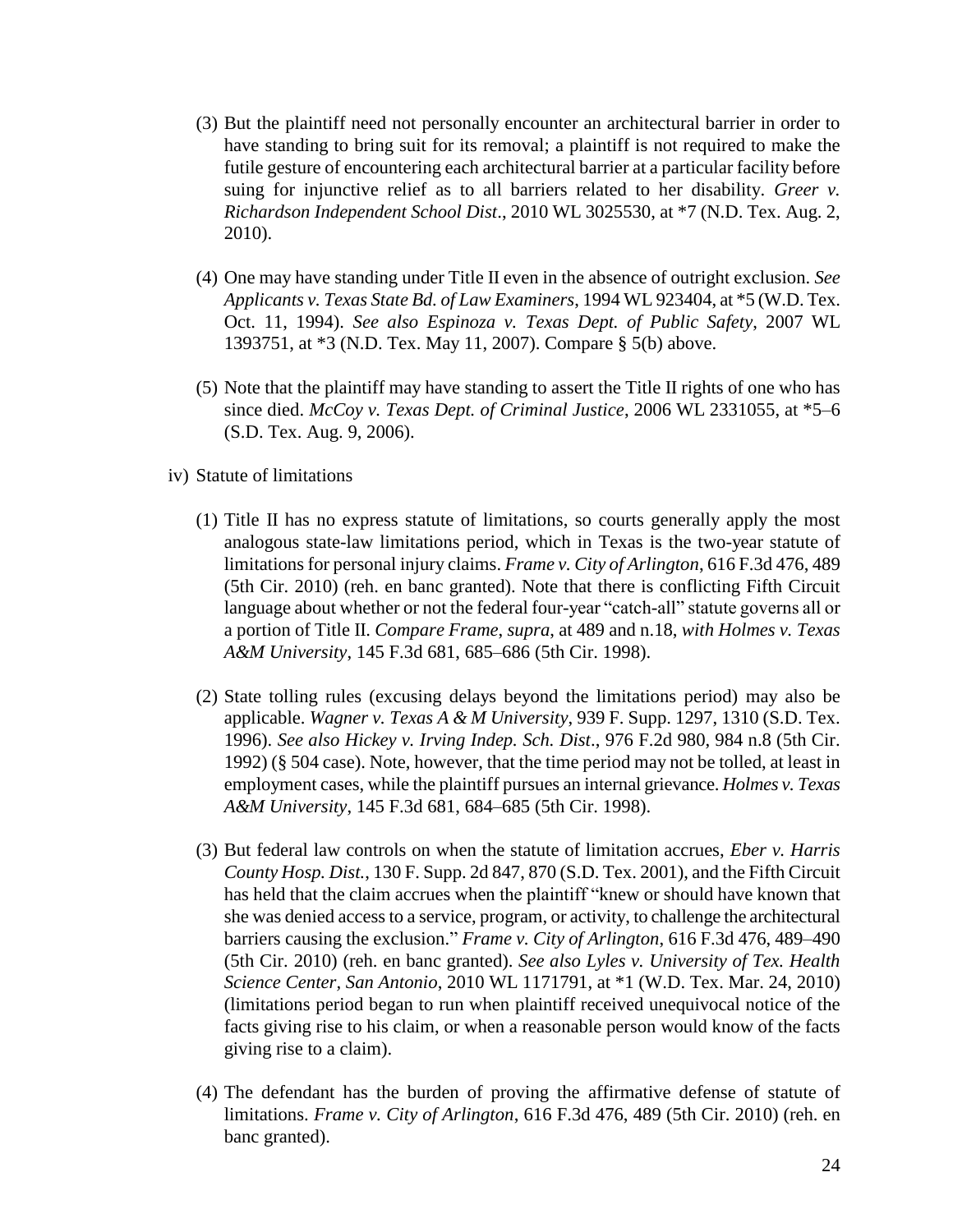(3) But the plaintiff need not personally encounter an architectural barrier in order to have standing to bring suit for its removal; a plaintiff is not required to make the futile gesture of encountering each architectural barrier at a particular facility before suing for injunctive relief as to all barriers related to her disability. *Greer v. Richardson Independent School Dist*., 2010 WL 3025530, at *7 (N.D. Tex. Aug. 2, 2010).

(4) One may have standing under Title II even in the absence of outright exclusion. *See Applicants v. Texas State Bd. of Law Examiners*, 1994 WL 923404, at *5 (W.D. Tex. Oct. 11, 1994). *See also Espinoza v. Texas Dept. of Public Safety*, 2007 WL 1393751, at *3 (N.D. Tex. May 11, 2007). Compare § 5(b) above.

(5) Note that the plaintiff may have standing to assert the Title II rights of one who has since died. *McCoy v. Texas Dept. of Criminal Justice*, 2006 WL 2331055, at *5–6 (S.D. Tex. Aug. 9, 2006).

iv) Statute of limitations

(1) Title II has no express statute of limitations, so courts generally apply the most analogous state-law limitations period, which in Texas is the two-year statute of limitations for personal injury claims. *Frame v. City of Arlington*, 616 F.3d 476, 489 (5th Cir. 2010) (reh. en banc granted). Note that there is conflicting Fifth Circuit language about whether or not the federal four-year "catch-all" statute governs all or a portion of Title II. *Compare Frame*, *supra*, at 489 and n.18, *with Holmes v. Texas A&M University*, 145 F.3d 681, 685–686 (5th Cir. 1998).

(2) State tolling rules (excusing delays beyond the limitations period) may also be applicable. *Wagner v. Texas A & M University*, 939 F. Supp. 1297, 1310 (S.D. Tex. 1996). *See also Hickey v. Irving Indep. Sch. Dist*., 976 F.2d 980, 984 n.8 (5th Cir. 1992) (§ 504 case). Note, however, that the time period may not be tolled, at least in employment cases, while the plaintiff pursues an internal grievance. *Holmes v. Texas A&M University*, 145 F.3d 681, 684–685 (5th Cir. 1998).

(3) But federal law controls on when the statute of limitation accrues, *Eber v. Harris County Hosp. Dist.*, 130 F. Supp. 2d 847, 870 (S.D. Tex. 2001), and the Fifth Circuit has held that the claim accrues when the plaintiff "knew or should have known that she was denied access to a service, program, or activity, to challenge the architectural barriers causing the exclusion." *Frame v. City of Arlington*, 616 F.3d 476, 489–490 (5th Cir. 2010) (reh. en banc granted). *See also Lyles v. University of Tex. Health Science Center, San Antonio*, 2010 WL 1171791, at *1 (W.D. Tex. Mar. 24, 2010) (limitations period began to run when plaintiff received unequivocal notice of the facts giving rise to his claim, or when a reasonable person would know of the facts giving rise to a claim).

(4) The defendant has the burden of proving the affirmative defense of statute of limitations. *Frame v. City of Arlington*, 616 F.3d 476, 489 (5th Cir. 2010) (reh. en banc granted).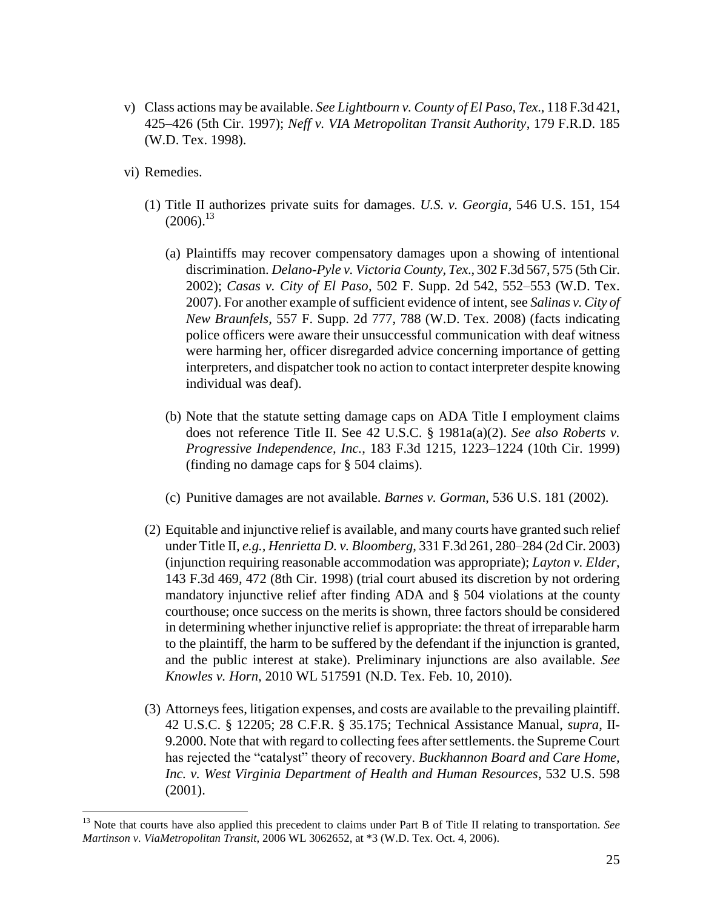v) Class actions may be available. *See Lightbourn v. County of El Paso, Tex*., 118 F.3d 421, 425–426 (5th Cir. 1997); *Neff v. VIA Metropolitan Transit Authority*, 179 F.R.D. 185 (W.D. Tex. 1998).

vi) Remedies.

(1) Title II authorizes private suits for damages. *U.S. v. Georgia*, 546 U.S. 151, 154 (2006).[13]

(a) Plaintiffs may recover compensatory damages upon a showing of intentional discrimination. *Delano-Pyle v. Victoria County, Tex*., 302 F.3d 567, 575 (5th Cir. 2002); *Casas v. City of El Paso*, 502 F. Supp. 2d 542, 552–553 (W.D. Tex. 2007). For another example of sufficient evidence of intent, see *Salinas v. City of New Braunfels*, 557 F. Supp. 2d 777, 788 (W.D. Tex. 2008) (facts indicating police officers were aware their unsuccessful communication with deaf witness were harming her, officer disregarded advice concerning importance of getting interpreters, and dispatcher took no action to contact interpreter despite knowing individual was deaf).

(b) Note that the statute setting damage caps on ADA Title I employment claims does not reference Title II. See 42 U.S.C. § 1981a(a)(2). *See also Roberts v. Progressive Independence, Inc.*, 183 F.3d 1215, 1223–1224 (10th Cir. 1999) (finding no damage caps for § 504 claims).

(c) Punitive damages are not available. *Barnes v. Gorman*, 536 U.S. 181 (2002).

(2) Equitable and injunctive relief is available, and many courts have granted such relief under Title II, *e.g.*, *Henrietta D. v. Bloomberg*, 331 F.3d 261, 280–284 (2d Cir. 2003) (injunction requiring reasonable accommodation was appropriate); *Layton v. Elder*, 143 F.3d 469, 472 (8th Cir. 1998) (trial court abused its discretion by not ordering mandatory injunctive relief after finding ADA and § 504 violations at the county courthouse; once success on the merits is shown, three factors should be considered in determining whether injunctive relief is appropriate: the threat of irreparable harm to the plaintiff, the harm to be suffered by the defendant if the injunction is granted, and the public interest at stake). Preliminary injunctions are also available. *See Knowles v. Horn*, 2010 WL 517591 (N.D. Tex. Feb. 10, 2010).

(3) Attorneys fees, litigation expenses, and costs are available to the prevailing plaintiff. 42 U.S.C. § 12205; 28 C.F.R. § 35.175; Technical Assistance Manual, *supra*, II-9.2000. Note that with regard to collecting fees after settlements. the Supreme Court has rejected the "catalyst" theory of recovery. *Buckhannon Board and Care Home, Inc. v. West Virginia Department of Health and Human Resources*, 532 U.S. 598 (2001).

---

[13] Note that courts have also applied this precedent to claims under Part B of Title II relating to transportation. *See Martinson v. ViaMetropolitan Transit*, 2006 WL 3062652, at *3 (W.D. Tex. Oct. 4, 2006).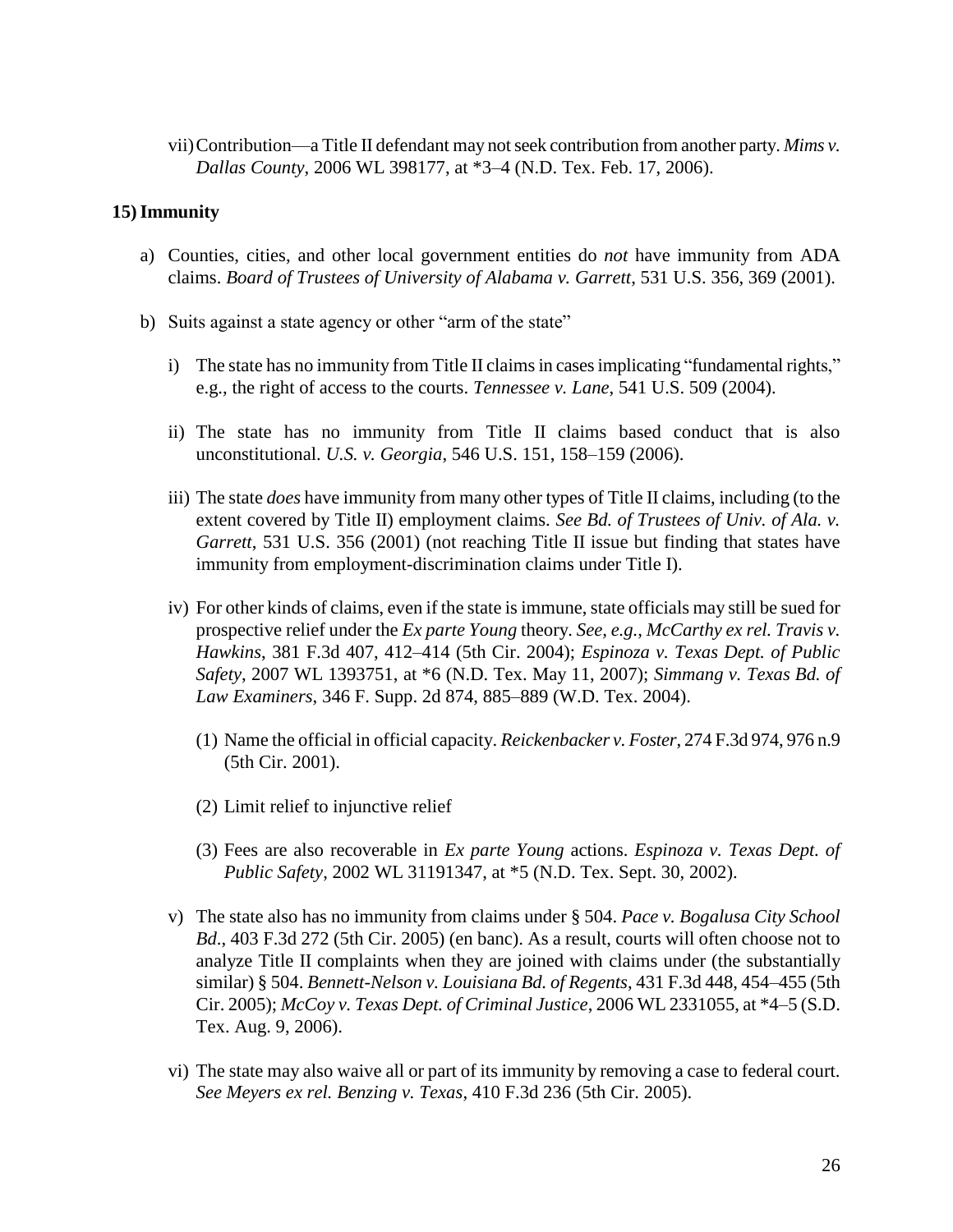vii) Contribution—a Title II defendant may not seek contribution from another party. *Mims v. Dallas County*, 2006 WL 398177, at *3–4 (N.D. Tex. Feb. 17, 2006).

**15) Immunity**

a) Counties, cities, and other local government entities do *not* have immunity from ADA claims. *Board of Trustees of University of Alabama v. Garrett*, 531 U.S. 356, 369 (2001).

b) Suits against a state agency or other "arm of the state"

   i) The state has no immunity from Title II claims in cases implicating "fundamental rights," e.g., the right of access to the courts. *Tennessee v. Lane*, 541 U.S. 509 (2004).

   ii) The state has no immunity from Title II claims based conduct that is also unconstitutional. *U.S. v. Georgia*, 546 U.S. 151, 158–159 (2006).

   iii) The state *does* have immunity from many other types of Title II claims, including (to the extent covered by Title II) employment claims. *See Bd. of Trustees of Univ. of Ala. v. Garrett*, 531 U.S. 356 (2001) (not reaching Title II issue but finding that states have immunity from employment-discrimination claims under Title I).

   iv) For other kinds of claims, even if the state is immune, state officials may still be sued for prospective relief under the *Ex parte Young* theory. *See, e.g.*, *McCarthy ex rel. Travis v. Hawkins*, 381 F.3d 407, 412–414 (5th Cir. 2004); *Espinoza v. Texas Dept. of Public Safety*, 2007 WL 1393751, at *6 (N.D. Tex. May 11, 2007); *Simmang v. Texas Bd. of Law Examiners*, 346 F. Supp. 2d 874, 885–889 (W.D. Tex. 2004).

      (1) Name the official in official capacity. *Reickenbacker v. Foster*, 274 F.3d 974, 976 n.9 (5th Cir. 2001).

      (2) Limit relief to injunctive relief

      (3) Fees are also recoverable in *Ex parte Young* actions. *Espinoza v. Texas Dept. of Public Safety*, 2002 WL 31191347, at *5 (N.D. Tex. Sept. 30, 2002).

   v) The state also has no immunity from claims under § 504. *Pace v. Bogalusa City School Bd.*, 403 F.3d 272 (5th Cir. 2005) (en banc). As a result, courts will often choose not to analyze Title II complaints when they are joined with claims under (the substantially similar) § 504. *Bennett-Nelson v. Louisiana Bd. of Regents*, 431 F.3d 448, 454–455 (5th Cir. 2005); *McCoy v. Texas Dept. of Criminal Justice*, 2006 WL 2331055, at *4–5 (S.D. Tex. Aug. 9, 2006).

   vi) The state may also waive all or part of its immunity by removing a case to federal court. *See Meyers ex rel. Benzing v. Texas*, 410 F.3d 236 (5th Cir. 2005).